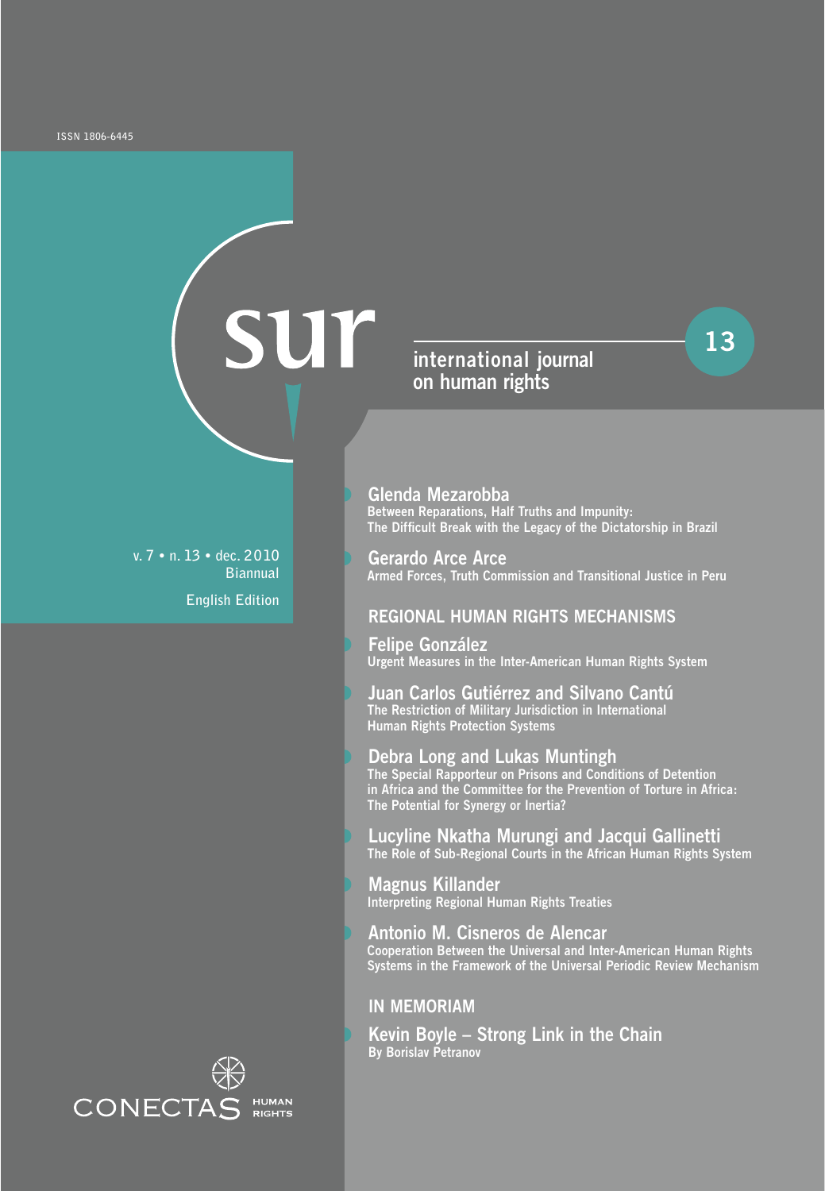ISSN 1806-6445

# sur

## international journal on human rights

13

v. 7 • n. 13 • dec. 2010
Biannual
English Edition

**Glenda Mezarobba**
Between Reparations, Half Truths and Impunity: The Difficult Break with the Legacy of the Dictatorship in Brazil

**Gerardo Arce Arce**
Armed Forces, Truth Commission and Transitional Justice in Peru

### REGIONAL HUMAN RIGHTS MECHANISMS

**Felipe González**
Urgent Measures in the Inter-American Human Rights System

**Juan Carlos Gutiérrez and Silvano Cantú**
The Restriction of Military Jurisdiction in International Human Rights Protection Systems

**Debra Long and Lukas Muntingh**
The Special Rapporteur on Prisons and Conditions of Detention in Africa and the Committee for the Prevention of Torture in Africa: The Potential for Synergy or Inertia?

**Lucyline Nkatha Murungi and Jacqui Gallinetti**
The Role of Sub-Regional Courts in the African Human Rights System

**Magnus Killander**
Interpreting Regional Human Rights Treaties

**Antonio M. Cisneros de Alencar**
Cooperation Between the Universal and Inter-American Human Rights Systems in the Framework of the Universal Periodic Review Mechanism

### IN MEMORIAM

**Kevin Boyle – Strong Link in the Chain**
By Borislav Petranov

CONECTAS HUMAN RIGHTS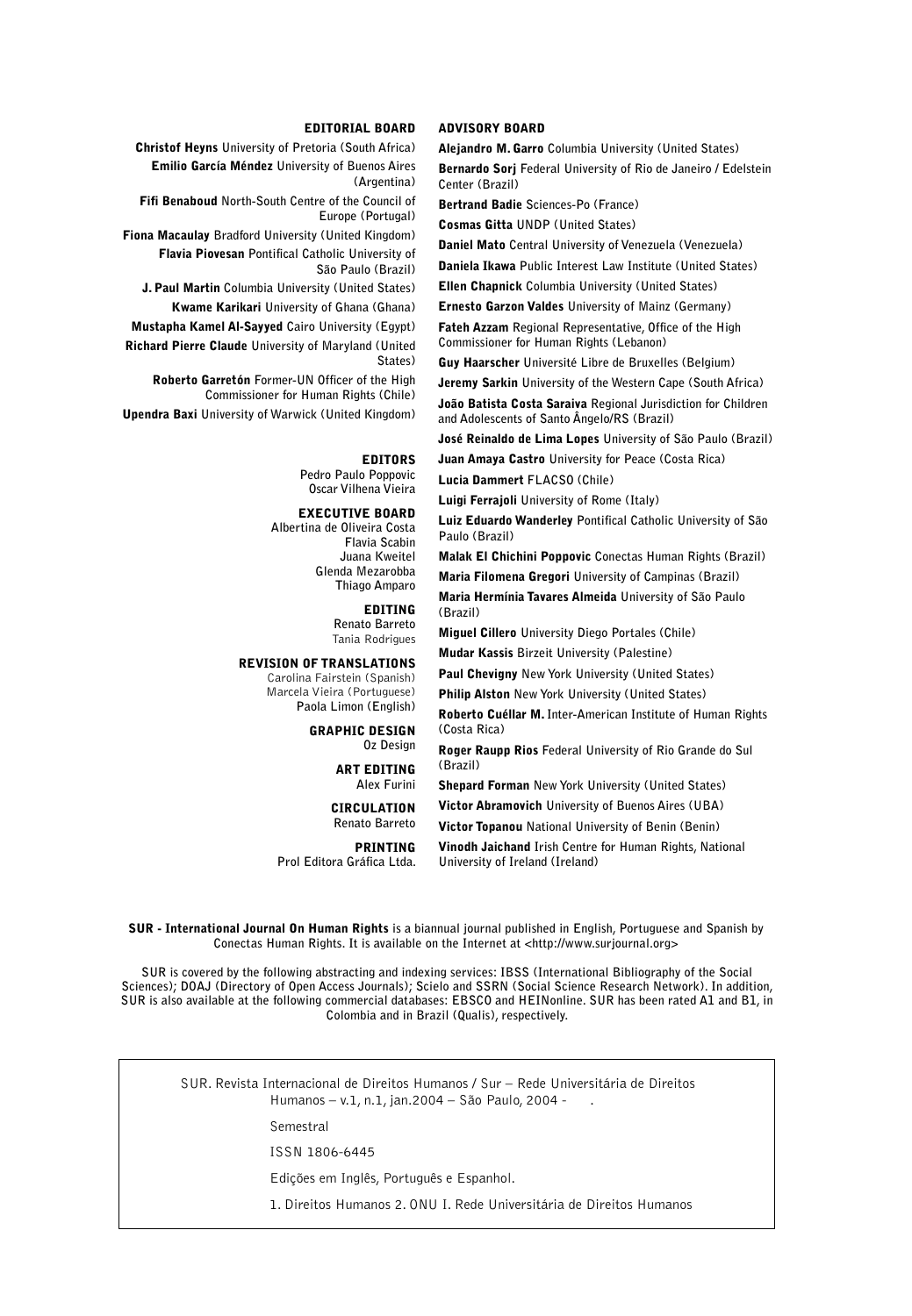## EDITORIAL BOARD

**Christof Heyns** University of Pretoria (South Africa)
**Emilio García Méndez** University of Buenos Aires (Argentina)
**Fifi Benaboud** North-South Centre of the Council of Europe (Portugal)
**Fiona Macaulay** Bradford University (United Kingdom)
**Flavia Piovesan** Pontifical Catholic University of São Paulo (Brazil)
**J. Paul Martin** Columbia University (United States)
**Kwame Karikari** University of Ghana (Ghana)
**Mustapha Kamel Al-Sayyed** Cairo University (Egypt)
**Richard Pierre Claude** University of Maryland (United States)
**Roberto Garretón** Former-UN Officer of the High Commissioner for Human Rights (Chile)
**Upendra Baxi** University of Warwick (United Kingdom)

## EDITORS

Pedro Paulo Poppovic
Oscar Vilhena Vieira

## EXECUTIVE BOARD

Albertina de Oliveira Costa
Flavia Scabin
Juana Kweitel
Glenda Mezarobba
Thiago Amparo

## EDITING

Renato Barreto
Tania Rodrigues

## REVISION OF TRANSLATIONS

Carolina Fairstein (Spanish)
Marcela Vieira (Portuguese)
Paola Limon (English)

## GRAPHIC DESIGN

Oz Design

## ART EDITING

Alex Furini

## CIRCULATION

Renato Barreto

## PRINTING

Prol Editora Gráfica Ltda.

## ADVISORY BOARD

**Alejandro M. Garro** Columbia University (United States)
**Bernardo Sorj** Federal University of Rio de Janeiro / Edelstein Center (Brazil)
**Bertrand Badie** Sciences-Po (France)
**Cosmas Gitta** UNDP (United States)
**Daniel Mato** Central University of Venezuela (Venezuela)
**Daniela Ikawa** Public Interest Law Institute (United States)
**Ellen Chapnick** Columbia University (United States)
**Ernesto Garzon Valdes** University of Mainz (Germany)
**Fateh Azzam** Regional Representative, Office of the High Commissioner for Human Rights (Lebanon)
**Guy Haarscher** Université Libre de Bruxelles (Belgium)
**Jeremy Sarkin** University of the Western Cape (South Africa)
**João Batista Costa Saraiva** Regional Jurisdiction for Children and Adolescents of Santo Ângelo/RS (Brazil)
**José Reinaldo de Lima Lopes** University of São Paulo (Brazil)
**Juan Amaya Castro** University for Peace (Costa Rica)
**Lucia Dammert** FLACSO (Chile)
**Luigi Ferrajoli** University of Rome (Italy)
**Luiz Eduardo Wanderley** Pontifical Catholic University of São Paulo (Brazil)
**Malak El Chichini Poppovic** Conectas Human Rights (Brazil)
**Maria Filomena Gregori** University of Campinas (Brazil)
**Maria Hermínia Tavares Almeida** University of São Paulo (Brazil)
**Miguel Cillero** University Diego Portales (Chile)
**Mudar Kassis** Birzeit University (Palestine)
**Paul Chevigny** New York University (United States)
**Philip Alston** New York University (United States)
**Roberto Cuéllar M.** Inter-American Institute of Human Rights (Costa Rica)
**Roger Raupp Rios** Federal University of Rio Grande do Sul (Brazil)
**Shepard Forman** New York University (United States)
**Victor Abramovich** University of Buenos Aires (UBA)
**Victor Topanou** National University of Benin (Benin)
**Vinodh Jaichand** Irish Centre for Human Rights, National University of Ireland (Ireland)

**SUR - International Journal On Human Rights** is a biannual journal published in English, Portuguese and Spanish by Conectas Human Rights. It is available on the Internet at <http://www.surjournal.org>

SUR is covered by the following abstracting and indexing services: IBSS (International Bibliography of the Social Sciences); DOAJ (Directory of Open Access Journals); Scielo and SSRN (Social Science Research Network). In addition, SUR is also available at the following commercial databases: EBSCO and HEINonline. SUR has been rated A1 and B1, in Colombia and in Brazil (Qualis), respectively.

SUR. Revista Internacional de Direitos Humanos / Sur – Rede Universitária de Direitos Humanos – v.1, n.1, jan.2004 – São Paulo, 2004 - .

Semestral

ISSN 1806-6445

Edições em Inglês, Português e Espanhol.

1. Direitos Humanos 2. ONU I. Rede Universitária de Direitos Humanos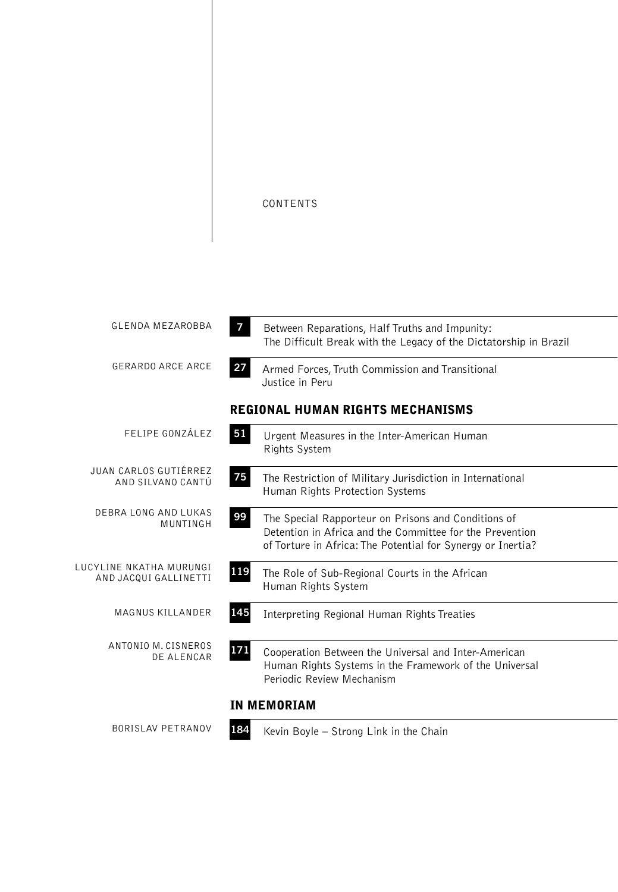# CONTENTS

GLENDA MEZAROBBA

**7** Between Reparations, Half Truths and Impunity: The Difficult Break with the Legacy of the Dictatorship in Brazil

GERARDO ARCE ARCE

**27** Armed Forces, Truth Commission and Transitional Justice in Peru

## REGIONAL HUMAN RIGHTS MECHANISMS

FELIPE GONZÁLEZ

**51** Urgent Measures in the Inter-American Human Rights System

JUAN CARLOS GUTIÉRREZ AND SILVANO CANTÚ

**75** The Restriction of Military Jurisdiction in International Human Rights Protection Systems

DEBRA LONG AND LUKAS MUNTINGH

**99** The Special Rapporteur on Prisons and Conditions of Detention in Africa and the Committee for the Prevention of Torture in Africa: The Potential for Synergy or Inertia?

LUCYLINE NKATHA MURUNGI AND JACQUI GALLINETTI

**119** The Role of Sub-Regional Courts in the African Human Rights System

MAGNUS KILLANDER

**145** Interpreting Regional Human Rights Treaties

ANTONIO M. CISNEROS DE ALENCAR

**171** Cooperation Between the Universal and Inter-American Human Rights Systems in the Framework of the Universal Periodic Review Mechanism

## IN MEMORIAM

BORISLAV PETRANOV

**184** Kevin Boyle – Strong Link in the Chain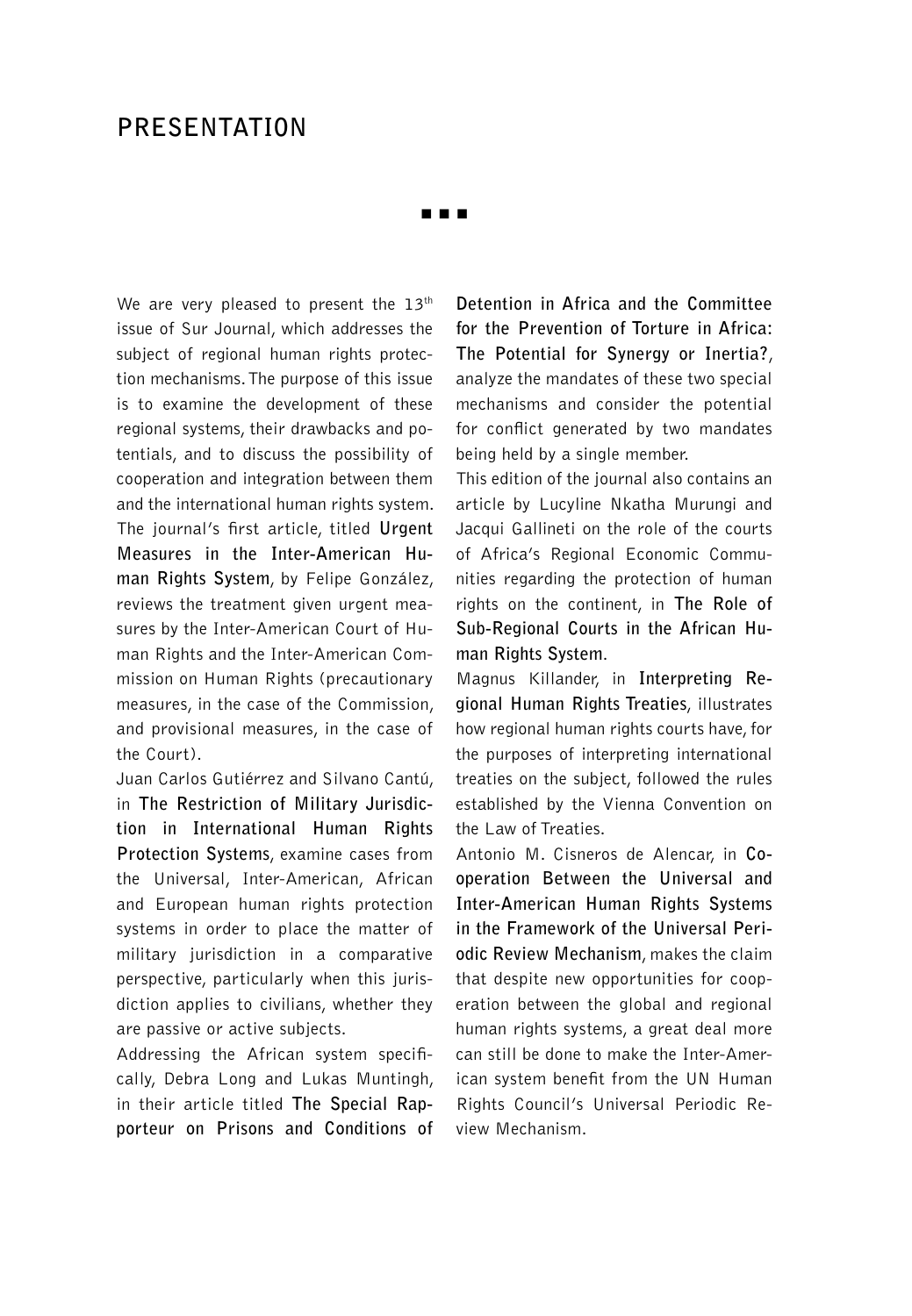# PRESENTATION

■ ■ ■

We are very pleased to present the 13th issue of Sur Journal, which addresses the subject of regional human rights protection mechanisms. The purpose of this issue is to examine the development of these regional systems, their drawbacks and potentials, and to discuss the possibility of cooperation and integration between them and the international human rights system.

The journal's first article, titled **Urgent Measures in the Inter-American Human Rights System**, by Felipe González, reviews the treatment given urgent measures by the Inter-American Court of Human Rights and the Inter-American Commission on Human Rights (precautionary measures, in the case of the Commission, and provisional measures, in the case of the Court).

Juan Carlos Gutiérrez and Silvano Cantú, in **The Restriction of Military Jurisdiction in International Human Rights Protection Systems**, examine cases from the Universal, Inter-American, African and European human rights protection systems in order to place the matter of military jurisdiction in a comparative perspective, particularly when this jurisdiction applies to civilians, whether they are passive or active subjects.

Addressing the African system specifically, Debra Long and Lukas Muntingh, in their article titled **The Special Rapporteur on Prisons and Conditions of Detention in Africa and the Committee for the Prevention of Torture in Africa: The Potential for Synergy or Inertia?**, analyze the mandates of these two special mechanisms and consider the potential for conflict generated by two mandates being held by a single member.

This edition of the journal also contains an article by Lucyline Nkatha Murungi and Jacqui Gallineti on the role of the courts of Africa's Regional Economic Communities regarding the protection of human rights on the continent, in **The Role of Sub-Regional Courts in the African Human Rights System**.

Magnus Killander, in **Interpreting Regional Human Rights Treaties**, illustrates how regional human rights courts have, for the purposes of interpreting international treaties on the subject, followed the rules established by the Vienna Convention on the Law of Treaties.

Antonio M. Cisneros de Alencar, in **Cooperation Between the Universal and Inter-American Human Rights Systems in the Framework of the Universal Periodic Review Mechanism**, makes the claim that despite new opportunities for cooperation between the global and regional human rights systems, a great deal more can still be done to make the Inter-American system benefit from the UN Human Rights Council's Universal Periodic Review Mechanism.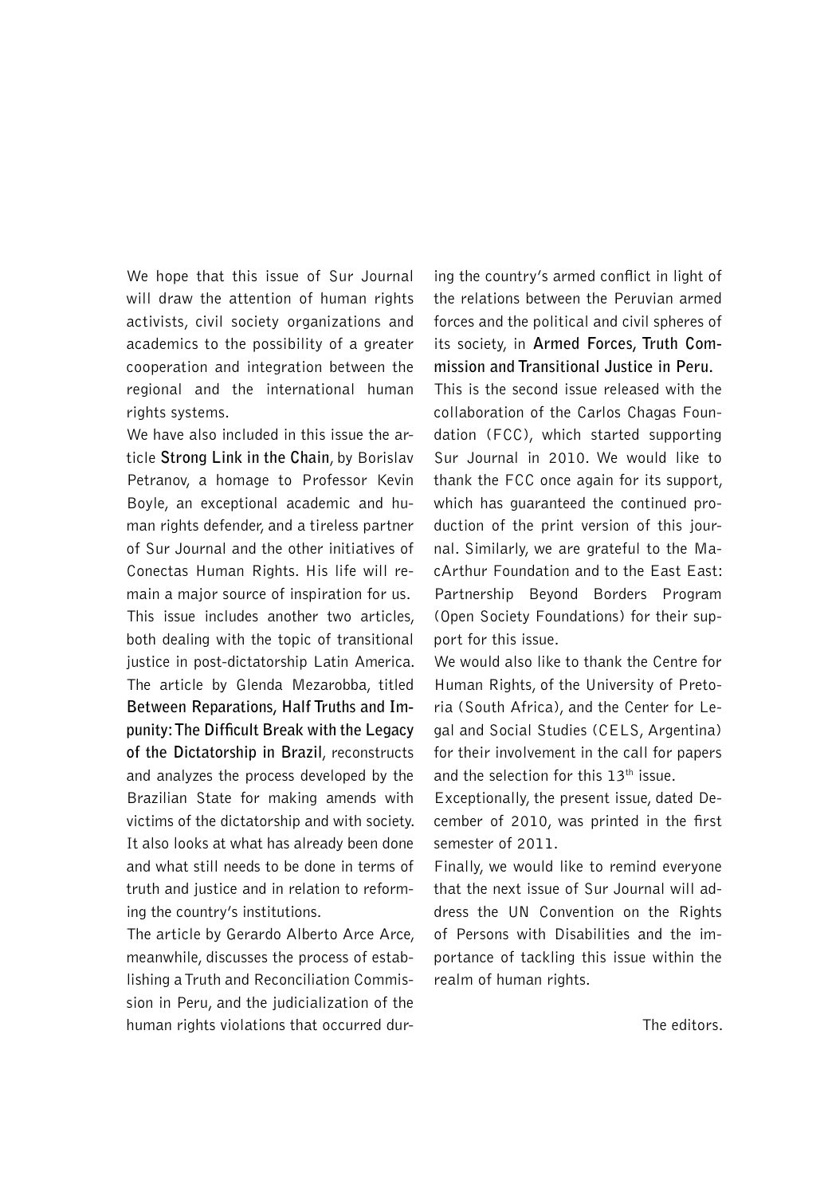We hope that this issue of Sur Journal will draw the attention of human rights activists, civil society organizations and academics to the possibility of a greater cooperation and integration between the regional and the international human rights systems.

We have also included in this issue the article **Strong Link in the Chain**, by Borislav Petranov, a homage to Professor Kevin Boyle, an exceptional academic and human rights defender, and a tireless partner of Sur Journal and the other initiatives of Conectas Human Rights. His life will remain a major source of inspiration for us.

This issue includes another two articles, both dealing with the topic of transitional justice in post-dictatorship Latin America. The article by Glenda Mezarobba, titled **Between Reparations, Half Truths and Impunity: The Difficult Break with the Legacy of the Dictatorship in Brazil**, reconstructs and analyzes the process developed by the Brazilian State for making amends with victims of the dictatorship and with society. It also looks at what has already been done and what still needs to be done in terms of truth and justice and in relation to reforming the country's institutions.

The article by Gerardo Alberto Arce Arce, meanwhile, discusses the process of establishing a Truth and Reconciliation Commission in Peru, and the judicialization of the human rights violations that occurred during the country's armed conflict in light of the relations between the Peruvian armed forces and the political and civil spheres of its society, in **Armed Forces, Truth Commission and Transitional Justice in Peru.**

This is the second issue released with the collaboration of the Carlos Chagas Foundation (FCC), which started supporting Sur Journal in 2010. We would like to thank the FCC once again for its support, which has guaranteed the continued production of the print version of this journal. Similarly, we are grateful to the MacArthur Foundation and to the East East: Partnership Beyond Borders Program (Open Society Foundations) for their support for this issue.

We would also like to thank the Centre for Human Rights, of the University of Pretoria (South Africa), and the Center for Legal and Social Studies (CELS, Argentina) for their involvement in the call for papers and the selection for this 13th issue.

Exceptionally, the present issue, dated December of 2010, was printed in the first semester of 2011.

Finally, we would like to remind everyone that the next issue of Sur Journal will address the UN Convention on the Rights of Persons with Disabilities and the importance of tackling this issue within the realm of human rights.

The editors.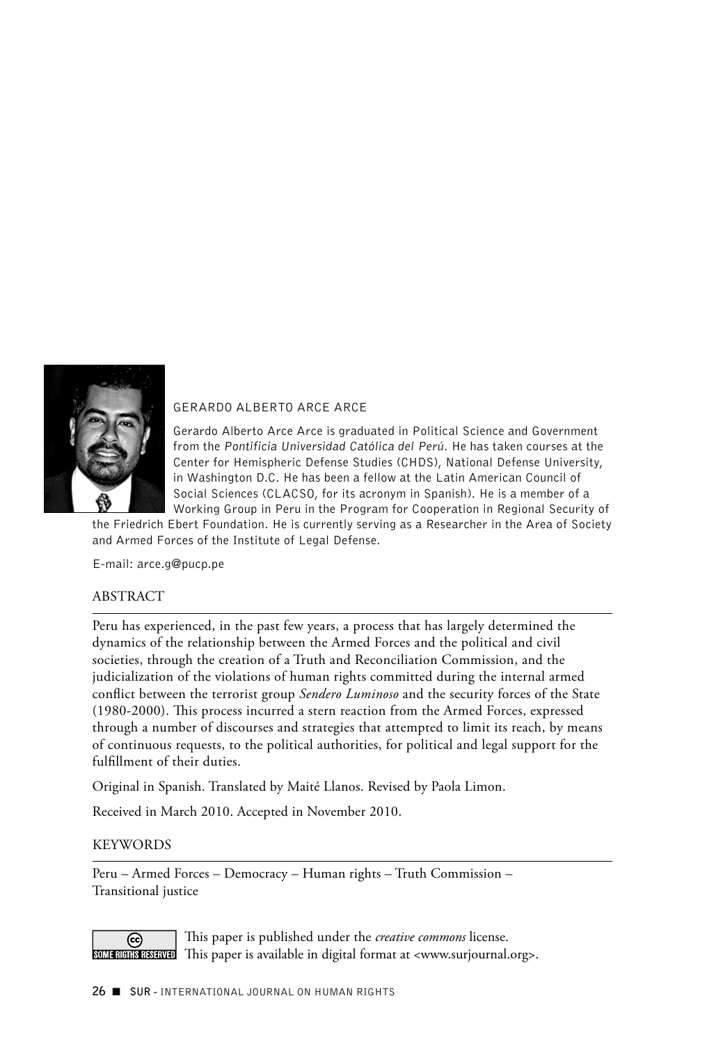GERARDO ALBERTO ARCE ARCE

Gerardo Alberto Arce Arce is graduated in Political Science and Government from the *Pontificia Universidad Católica del Perú*. He has taken courses at the Center for Hemispheric Defense Studies (CHDS), National Defense University, in Washington D.C. He has been a fellow at the Latin American Council of Social Sciences (CLACSO, for its acronym in Spanish). He is a member of a Working Group in Peru in the Program for Cooperation in Regional Security of the Friedrich Ebert Foundation. He is currently serving as a Researcher in the Area of Society and Armed Forces of the Institute of Legal Defense.

E-mail: arce.g@pucp.pe

## ABSTRACT

Peru has experienced, in the past few years, a process that has largely determined the dynamics of the relationship between the Armed Forces and the political and civil societies, through the creation of a Truth and Reconciliation Commission, and the judicialization of the violations of human rights committed during the internal armed conflict between the terrorist group *Sendero Luminoso* and the security forces of the State (1980-2000). This process incurred a stern reaction from the Armed Forces, expressed through a number of discourses and strategies that attempted to limit its reach, by means of continuous requests, to the political authorities, for political and legal support for the fulfillment of their duties.

Original in Spanish. Translated by Maité Llanos. Revised by Paola Limon.

Received in March 2010. Accepted in November 2010.

## KEYWORDS

Peru – Armed Forces – Democracy – Human rights – Truth Commission – Transitional justice

This paper is published under the *creative commons* license.
This paper is available in digital format at <www.surjournal.org>.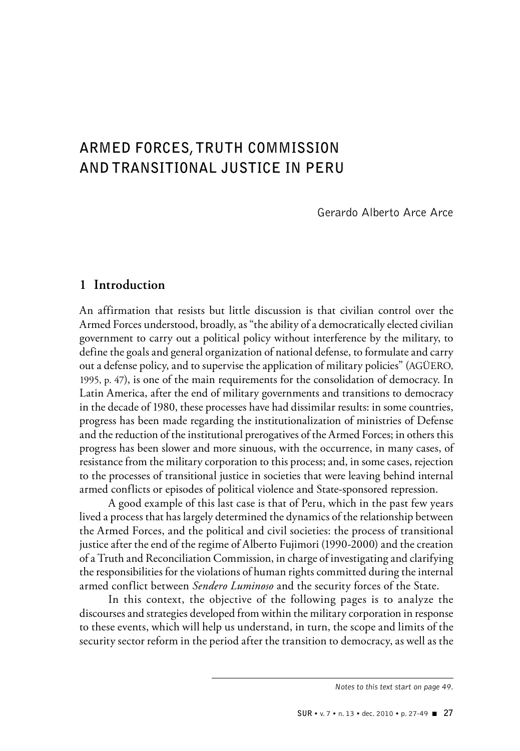# ARMED FORCES, TRUTH COMMISSION AND TRANSITIONAL JUSTICE IN PERU

Gerardo Alberto Arce Arce

## 1 Introduction

An affirmation that resists but little discussion is that civilian control over the Armed Forces understood, broadly, as "the ability of a democratically elected civilian government to carry out a political policy without interference by the military, to define the goals and general organization of national defense, to formulate and carry out a defense policy, and to supervise the application of military policies" (AGÜERO, 1995, p. 47), is one of the main requirements for the consolidation of democracy. In Latin America, after the end of military governments and transitions to democracy in the decade of 1980, these processes have had dissimilar results: in some countries, progress has been made regarding the institutionalization of ministries of Defense and the reduction of the institutional prerogatives of the Armed Forces; in others this progress has been slower and more sinuous, with the occurrence, in many cases, of resistance from the military corporation to this process; and, in some cases, rejection to the processes of transitional justice in societies that were leaving behind internal armed conflicts or episodes of political violence and State-sponsored repression.

A good example of this last case is that of Peru, which in the past few years lived a process that has largely determined the dynamics of the relationship between the Armed Forces, and the political and civil societies: the process of transitional justice after the end of the regime of Alberto Fujimori (1990-2000) and the creation of a Truth and Reconciliation Commission, in charge of investigating and clarifying the responsibilities for the violations of human rights committed during the internal armed conflict between *Sendero Luminoso* and the security forces of the State.

In this context, the objective of the following pages is to analyze the discourses and strategies developed from within the military corporation in response to these events, which will help us understand, in turn, the scope and limits of the security sector reform in the period after the transition to democracy, as well as the

*Notes to this text start on page 49.*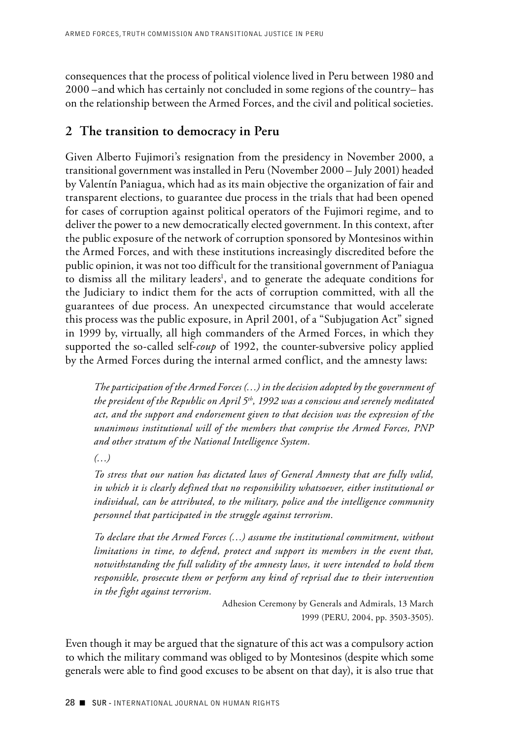consequences that the process of political violence lived in Peru between 1980 and 2000 –and which has certainly not concluded in some regions of the country– has on the relationship between the Armed Forces, and the civil and political societies.

## 2 The transition to democracy in Peru

Given Alberto Fujimori's resignation from the presidency in November 2000, a transitional government was installed in Peru (November 2000 – July 2001) headed by Valentín Paniagua, which had as its main objective the organization of fair and transparent elections, to guarantee due process in the trials that had been opened for cases of corruption against political operators of the Fujimori regime, and to deliver the power to a new democratically elected government. In this context, after the public exposure of the network of corruption sponsored by Montesinos within the Armed Forces, and with these institutions increasingly discredited before the public opinion, it was not too difficult for the transitional government of Paniagua to dismiss all the military leaders[1], and to generate the adequate conditions for the Judiciary to indict them for the acts of corruption committed, with all the guarantees of due process. An unexpected circumstance that would accelerate this process was the public exposure, in April 2001, of a "Subjugation Act" signed in 1999 by, virtually, all high commanders of the Armed Forces, in which they supported the so-called self-*coup* of 1992, the counter-subversive policy applied by the Armed Forces during the internal armed conflict, and the amnesty laws:

> *The participation of the Armed Forces (…) in the decision adopted by the government of the president of the Republic on April 5th, 1992 was a conscious and serenely meditated act, and the support and endorsement given to that decision was the expression of the unanimous institutional will of the members that comprise the Armed Forces, PNP and other stratum of the National Intelligence System.*
>
> *(…)*
>
> *To stress that our nation has dictated laws of General Amnesty that are fully valid, in which it is clearly defined that no responsibility whatsoever, either institutional or individual, can be attributed, to the military, police and the intelligence community personnel that participated in the struggle against terrorism.*
>
> *To declare that the Armed Forces (…) assume the institutional commitment, without limitations in time, to defend, protect and support its members in the event that, notwithstanding the full validity of the amnesty laws, it were intended to hold them responsible, prosecute them or perform any kind of reprisal due to their intervention in the fight against terrorism.*
>
> Adhesion Ceremony by Generals and Admirals, 13 March 1999 (PERU, 2004, pp. 3503-3505).

Even though it may be argued that the signature of this act was a compulsory action to which the military command was obliged to by Montesinos (despite which some generals were able to find good excuses to be absent on that day), it is also true that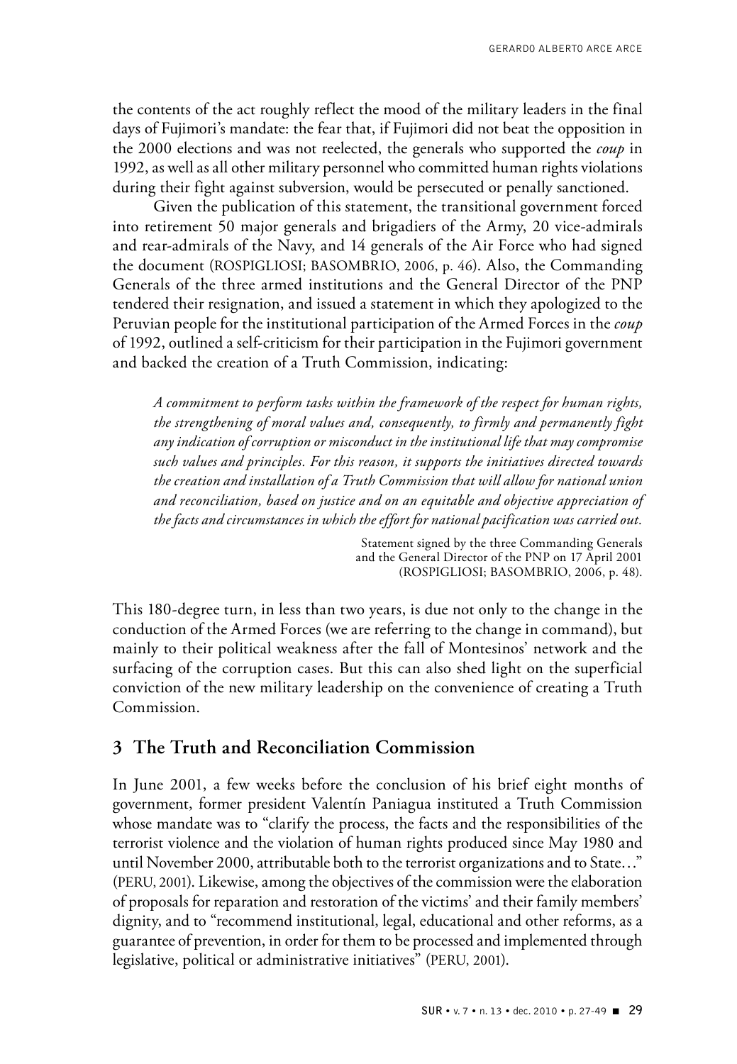the contents of the act roughly reflect the mood of the military leaders in the final days of Fujimori's mandate: the fear that, if Fujimori did not beat the opposition in the 2000 elections and was not reelected, the generals who supported the *coup* in 1992, as well as all other military personnel who committed human rights violations during their fight against subversion, would be persecuted or penally sanctioned.

Given the publication of this statement, the transitional government forced into retirement 50 major generals and brigadiers of the Army, 20 vice-admirals and rear-admirals of the Navy, and 14 generals of the Air Force who had signed the document (ROSPIGLIOSI; BASOMBRIO, 2006, p. 46). Also, the Commanding Generals of the three armed institutions and the General Director of the PNP tendered their resignation, and issued a statement in which they apologized to the Peruvian people for the institutional participation of the Armed Forces in the *coup* of 1992, outlined a self-criticism for their participation in the Fujimori government and backed the creation of a Truth Commission, indicating:

> *A commitment to perform tasks within the framework of the respect for human rights, the strengthening of moral values and, consequently, to firmly and permanently fight any indication of corruption or misconduct in the institutional life that may compromise such values and principles. For this reason, it supports the initiatives directed towards the creation and installation of a Truth Commission that will allow for national union and reconciliation, based on justice and on an equitable and objective appreciation of the facts and circumstances in which the effort for national pacification was carried out.*
>
> Statement signed by the three Commanding Generals and the General Director of the PNP on 17 April 2001 (ROSPIGLIOSI; BASOMBRIO, 2006, p. 48).

This 180-degree turn, in less than two years, is due not only to the change in the conduction of the Armed Forces (we are referring to the change in command), but mainly to their political weakness after the fall of Montesinos' network and the surfacing of the corruption cases. But this can also shed light on the superficial conviction of the new military leadership on the convenience of creating a Truth Commission.

## 3 The Truth and Reconciliation Commission

In June 2001, a few weeks before the conclusion of his brief eight months of government, former president Valentín Paniagua instituted a Truth Commission whose mandate was to "clarify the process, the facts and the responsibilities of the terrorist violence and the violation of human rights produced since May 1980 and until November 2000, attributable both to the terrorist organizations and to State…" (PERU, 2001). Likewise, among the objectives of the commission were the elaboration of proposals for reparation and restoration of the victims' and their family members' dignity, and to "recommend institutional, legal, educational and other reforms, as a guarantee of prevention, in order for them to be processed and implemented through legislative, political or administrative initiatives" (PERU, 2001).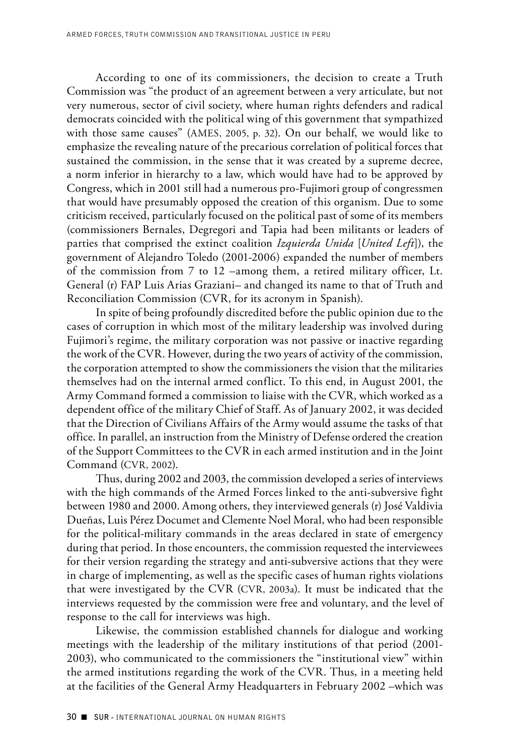According to one of its commissioners, the decision to create a Truth Commission was "the product of an agreement between a very articulate, but not very numerous, sector of civil society, where human rights defenders and radical democrats coincided with the political wing of this government that sympathized with those same causes" (AMES, 2005, p. 32). On our behalf, we would like to emphasize the revealing nature of the precarious correlation of political forces that sustained the commission, in the sense that it was created by a supreme decree, a norm inferior in hierarchy to a law, which would have had to be approved by Congress, which in 2001 still had a numerous pro-Fujimori group of congressmen that would have presumably opposed the creation of this organism. Due to some criticism received, particularly focused on the political past of some of its members (commissioners Bernales, Degregori and Tapia had been militants or leaders of parties that comprised the extinct coalition *Izquierda Unida* [*United Left*]), the government of Alejandro Toledo (2001-2006) expanded the number of members of the commission from 7 to 12 –among them, a retired military officer, Lt. General (r) FAP Luis Arias Graziani– and changed its name to that of Truth and Reconciliation Commission (CVR, for its acronym in Spanish).

In spite of being profoundly discredited before the public opinion due to the cases of corruption in which most of the military leadership was involved during Fujimori's regime, the military corporation was not passive or inactive regarding the work of the CVR. However, during the two years of activity of the commission, the corporation attempted to show the commissioners the vision that the militaries themselves had on the internal armed conflict. To this end, in August 2001, the Army Command formed a commission to liaise with the CVR, which worked as a dependent office of the military Chief of Staff. As of January 2002, it was decided that the Direction of Civilians Affairs of the Army would assume the tasks of that office. In parallel, an instruction from the Ministry of Defense ordered the creation of the Support Committees to the CVR in each armed institution and in the Joint Command (CVR, 2002).

Thus, during 2002 and 2003, the commission developed a series of interviews with the high commands of the Armed Forces linked to the anti-subversive fight between 1980 and 2000. Among others, they interviewed generals (r) José Valdivia Dueñas, Luis Pérez Documet and Clemente Noel Moral, who had been responsible for the political-military commands in the areas declared in state of emergency during that period. In those encounters, the commission requested the interviewees for their version regarding the strategy and anti-subversive actions that they were in charge of implementing, as well as the specific cases of human rights violations that were investigated by the CVR (CVR, 2003a). It must be indicated that the interviews requested by the commission were free and voluntary, and the level of response to the call for interviews was high.

Likewise, the commission established channels for dialogue and working meetings with the leadership of the military institutions of that period (2001-2003), who communicated to the commissioners the "institutional view" within the armed institutions regarding the work of the CVR. Thus, in a meeting held at the facilities of the General Army Headquarters in February 2002 –which was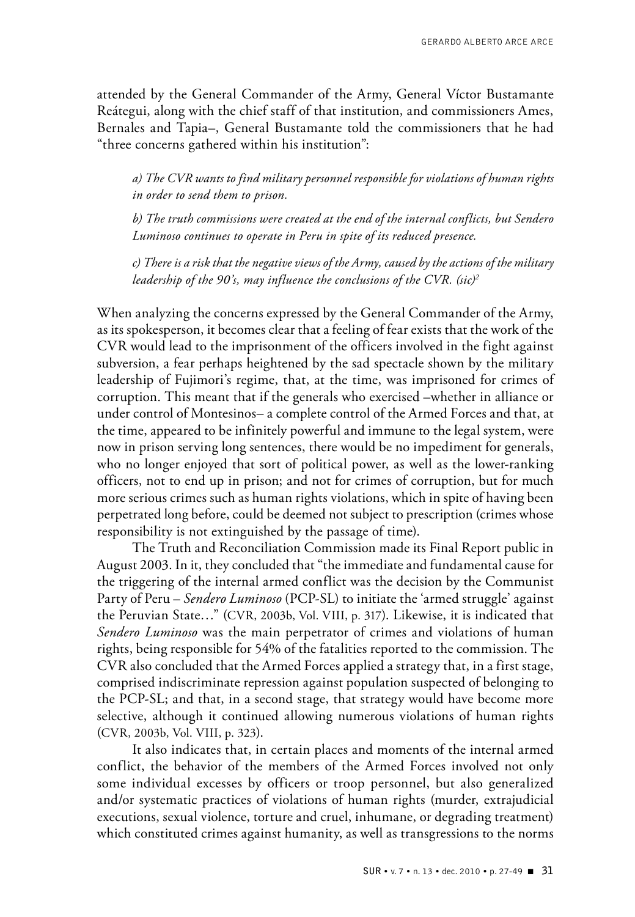attended by the General Commander of the Army, General Víctor Bustamante Reátegui, along with the chief staff of that institution, and commissioners Ames, Bernales and Tapia–, General Bustamante told the commissioners that he had "three concerns gathered within his institution":

> *a) The CVR wants to find military personnel responsible for violations of human rights in order to send them to prison.*
>
> *b) The truth commissions were created at the end of the internal conflicts, but Sendero Luminoso continues to operate in Peru in spite of its reduced presence.*
>
> *c) There is a risk that the negative views of the Army, caused by the actions of the military leadership of the 90's, may influence the conclusions of the CVR. (sic)*[2]

When analyzing the concerns expressed by the General Commander of the Army, as its spokesperson, it becomes clear that a feeling of fear exists that the work of the CVR would lead to the imprisonment of the officers involved in the fight against subversion, a fear perhaps heightened by the sad spectacle shown by the military leadership of Fujimori's regime, that, at the time, was imprisoned for crimes of corruption. This meant that if the generals who exercised –whether in alliance or under control of Montesinos– a complete control of the Armed Forces and that, at the time, appeared to be infinitely powerful and immune to the legal system, were now in prison serving long sentences, there would be no impediment for generals, who no longer enjoyed that sort of political power, as well as the lower-ranking officers, not to end up in prison; and not for crimes of corruption, but for much more serious crimes such as human rights violations, which in spite of having been perpetrated long before, could be deemed not subject to prescription (crimes whose responsibility is not extinguished by the passage of time).

The Truth and Reconciliation Commission made its Final Report public in August 2003. In it, they concluded that "the immediate and fundamental cause for the triggering of the internal armed conflict was the decision by the Communist Party of Peru – *Sendero Luminoso* (PCP-SL) to initiate the 'armed struggle' against the Peruvian State…" (CVR, 2003b, Vol. VIII, p. 317). Likewise, it is indicated that *Sendero Luminoso* was the main perpetrator of crimes and violations of human rights, being responsible for 54% of the fatalities reported to the commission. The CVR also concluded that the Armed Forces applied a strategy that, in a first stage, comprised indiscriminate repression against population suspected of belonging to the PCP-SL; and that, in a second stage, that strategy would have become more selective, although it continued allowing numerous violations of human rights (CVR, 2003b, Vol. VIII, p. 323).

It also indicates that, in certain places and moments of the internal armed conflict, the behavior of the members of the Armed Forces involved not only some individual excesses by officers or troop personnel, but also generalized and/or systematic practices of violations of human rights (murder, extrajudicial executions, sexual violence, torture and cruel, inhumane, or degrading treatment) which constituted crimes against humanity, as well as transgressions to the norms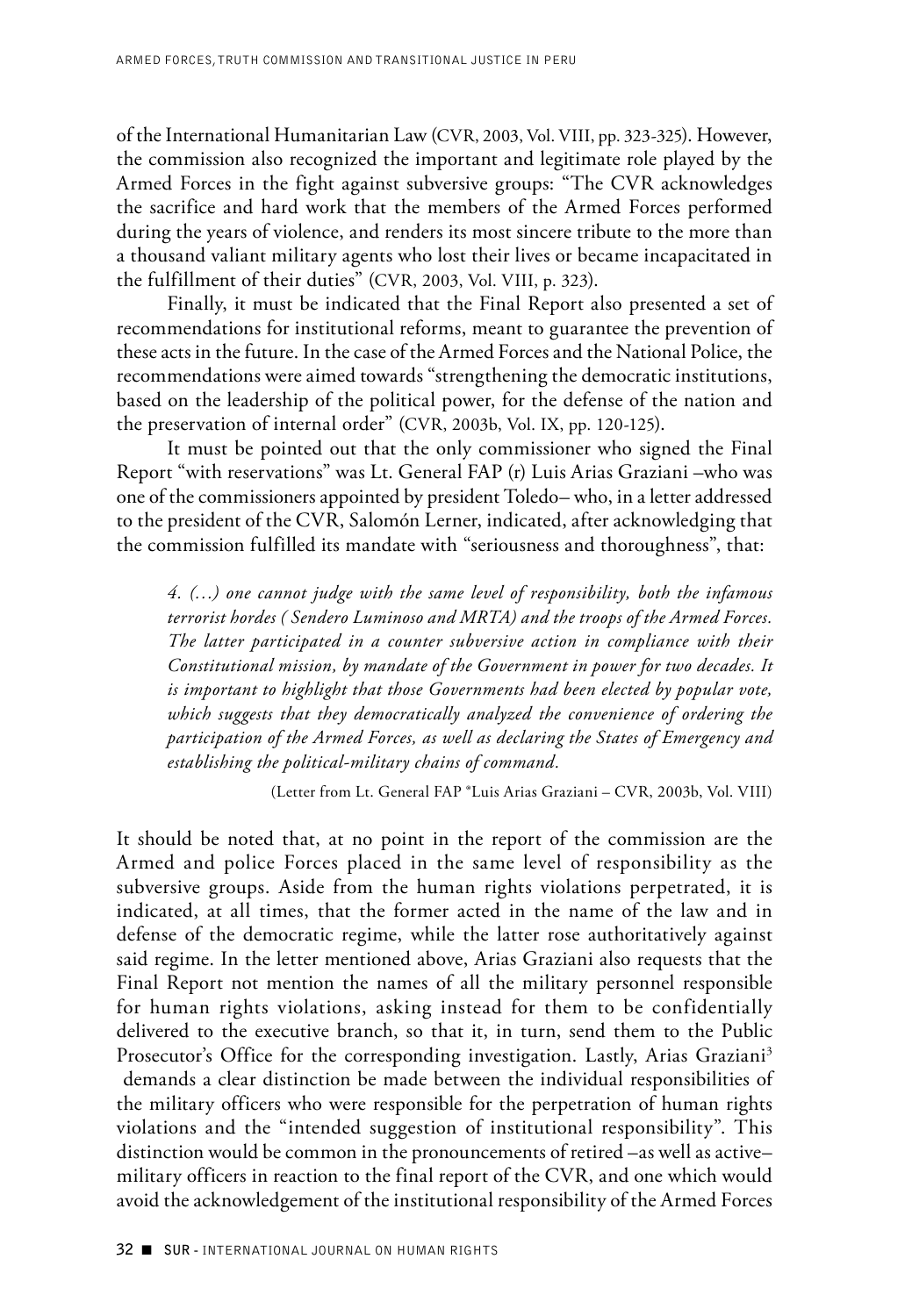of the International Humanitarian Law (CVR, 2003, Vol. VIII, pp. 323-325). However, the commission also recognized the important and legitimate role played by the Armed Forces in the fight against subversive groups: "The CVR acknowledges the sacrifice and hard work that the members of the Armed Forces performed during the years of violence, and renders its most sincere tribute to the more than a thousand valiant military agents who lost their lives or became incapacitated in the fulfillment of their duties" (CVR, 2003, Vol. VIII, p. 323).

Finally, it must be indicated that the Final Report also presented a set of recommendations for institutional reforms, meant to guarantee the prevention of these acts in the future. In the case of the Armed Forces and the National Police, the recommendations were aimed towards "strengthening the democratic institutions, based on the leadership of the political power, for the defense of the nation and the preservation of internal order" (CVR, 2003b, Vol. IX, pp. 120-125).

It must be pointed out that the only commissioner who signed the Final Report "with reservations" was Lt. General FAP (r) Luis Arias Graziani –who was one of the commissioners appointed by president Toledo– who, in a letter addressed to the president of the CVR, Salomón Lerner, indicated, after acknowledging that the commission fulfilled its mandate with "seriousness and thoroughness", that:

> *4. (…) one cannot judge with the same level of responsibility, both the infamous terrorist hordes ( Sendero Luminoso and MRTA) and the troops of the Armed Forces. The latter participated in a counter subversive action in compliance with their Constitutional mission, by mandate of the Government in power for two decades. It is important to highlight that those Governments had been elected by popular vote, which suggests that they democratically analyzed the convenience of ordering the participation of the Armed Forces, as well as declaring the States of Emergency and establishing the political-military chains of command.*
>
> (Letter from Lt. General FAP *Luis Arias Graziani – CVR, 2003b, Vol. VIII)

It should be noted that, at no point in the report of the commission are the Armed and police Forces placed in the same level of responsibility as the subversive groups. Aside from the human rights violations perpetrated, it is indicated, at all times, that the former acted in the name of the law and in defense of the democratic regime, while the latter rose authoritatively against said regime. In the letter mentioned above, Arias Graziani also requests that the Final Report not mention the names of all the military personnel responsible for human rights violations, asking instead for them to be confidentially delivered to the executive branch, so that it, in turn, send them to the Public Prosecutor's Office for the corresponding investigation. Lastly, Arias Graziani[3] demands a clear distinction be made between the individual responsibilities of the military officers who were responsible for the perpetration of human rights violations and the "intended suggestion of institutional responsibility". This distinction would be common in the pronouncements of retired –as well as active– military officers in reaction to the final report of the CVR, and one which would avoid the acknowledgement of the institutional responsibility of the Armed Forces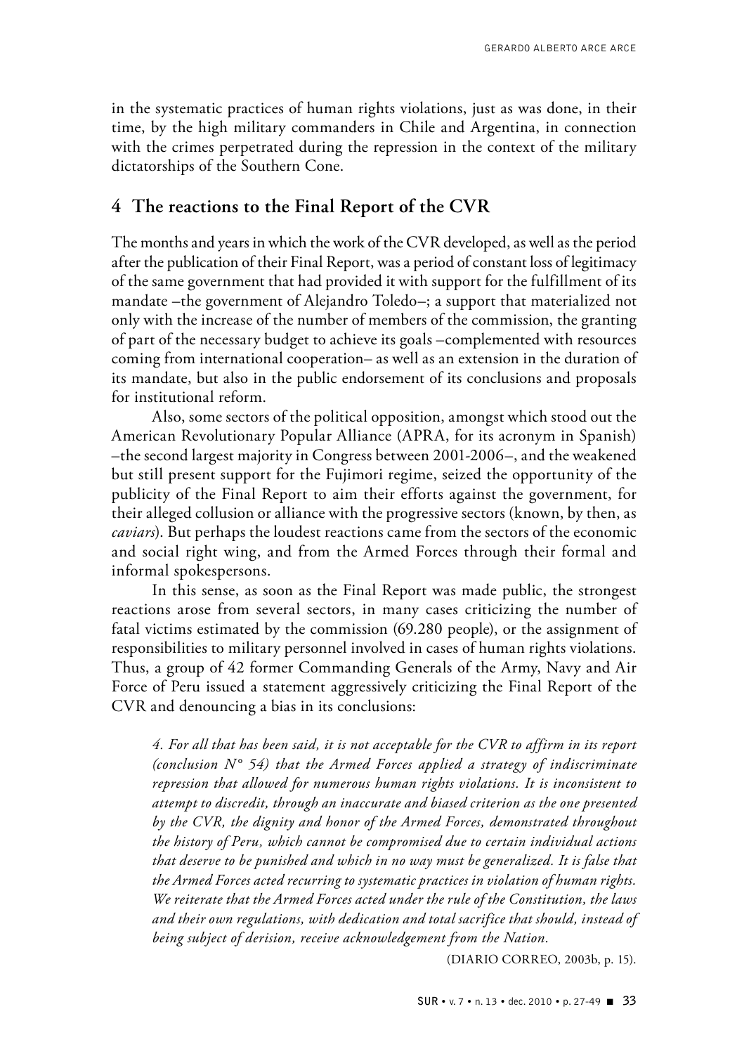in the systematic practices of human rights violations, just as was done, in their time, by the high military commanders in Chile and Argentina, in connection with the crimes perpetrated during the repression in the context of the military dictatorships of the Southern Cone.

## 4 The reactions to the Final Report of the CVR

The months and years in which the work of the CVR developed, as well as the period after the publication of their Final Report, was a period of constant loss of legitimacy of the same government that had provided it with support for the fulfillment of its mandate –the government of Alejandro Toledo–; a support that materialized not only with the increase of the number of members of the commission, the granting of part of the necessary budget to achieve its goals –complemented with resources coming from international cooperation– as well as an extension in the duration of its mandate, but also in the public endorsement of its conclusions and proposals for institutional reform.

Also, some sectors of the political opposition, amongst which stood out the American Revolutionary Popular Alliance (APRA, for its acronym in Spanish) –the second largest majority in Congress between 2001-2006–, and the weakened but still present support for the Fujimori regime, seized the opportunity of the publicity of the Final Report to aim their efforts against the government, for their alleged collusion or alliance with the progressive sectors (known, by then, as *caviars*). But perhaps the loudest reactions came from the sectors of the economic and social right wing, and from the Armed Forces through their formal and informal spokespersons.

In this sense, as soon as the Final Report was made public, the strongest reactions arose from several sectors, in many cases criticizing the number of fatal victims estimated by the commission (69.280 people), or the assignment of responsibilities to military personnel involved in cases of human rights violations. Thus, a group of 42 former Commanding Generals of the Army, Navy and Air Force of Peru issued a statement aggressively criticizing the Final Report of the CVR and denouncing a bias in its conclusions:

> *4. For all that has been said, it is not acceptable for the CVR to affirm in its report (conclusion N° 54) that the Armed Forces applied a strategy of indiscriminate repression that allowed for numerous human rights violations. It is inconsistent to attempt to discredit, through an inaccurate and biased criterion as the one presented by the CVR, the dignity and honor of the Armed Forces, demonstrated throughout the history of Peru, which cannot be compromised due to certain individual actions that deserve to be punished and which in no way must be generalized. It is false that the Armed Forces acted recurring to systematic practices in violation of human rights. We reiterate that the Armed Forces acted under the rule of the Constitution, the laws and their own regulations, with dedication and total sacrifice that should, instead of being subject of derision, receive acknowledgement from the Nation.*
>
> (DIARIO CORREO, 2003b, p. 15).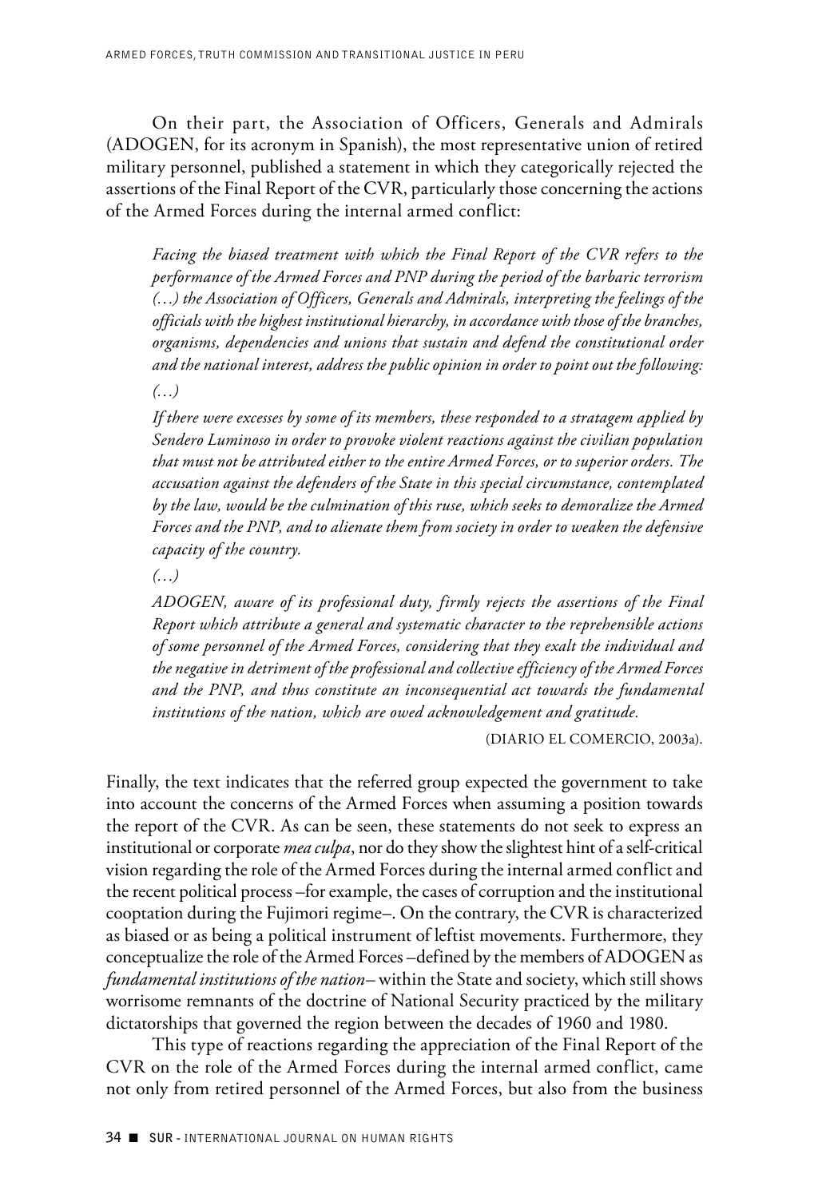On their part, the Association of Officers, Generals and Admirals (ADOGEN, for its acronym in Spanish), the most representative union of retired military personnel, published a statement in which they categorically rejected the assertions of the Final Report of the CVR, particularly those concerning the actions of the Armed Forces during the internal armed conflict:

> *Facing the biased treatment with which the Final Report of the CVR refers to the performance of the Armed Forces and PNP during the period of the barbaric terrorism (…) the Association of Officers, Generals and Admirals, interpreting the feelings of the officials with the highest institutional hierarchy, in accordance with those of the branches, organisms, dependencies and unions that sustain and defend the constitutional order and the national interest, address the public opinion in order to point out the following:*
>
> *(…)*
>
> *If there were excesses by some of its members, these responded to a stratagem applied by Sendero Luminoso in order to provoke violent reactions against the civilian population that must not be attributed either to the entire Armed Forces, or to superior orders. The accusation against the defenders of the State in this special circumstance, contemplated by the law, would be the culmination of this ruse, which seeks to demoralize the Armed Forces and the PNP, and to alienate them from society in order to weaken the defensive capacity of the country.*
>
> *(…)*
>
> *ADOGEN, aware of its professional duty, firmly rejects the assertions of the Final Report which attribute a general and systematic character to the reprehensible actions of some personnel of the Armed Forces, considering that they exalt the individual and the negative in detriment of the professional and collective efficiency of the Armed Forces and the PNP, and thus constitute an inconsequential act towards the fundamental institutions of the nation, which are owed acknowledgement and gratitude.*
>
> (DIARIO EL COMERCIO, 2003a).

Finally, the text indicates that the referred group expected the government to take into account the concerns of the Armed Forces when assuming a position towards the report of the CVR. As can be seen, these statements do not seek to express an institutional or corporate *mea culpa*, nor do they show the slightest hint of a self-critical vision regarding the role of the Armed Forces during the internal armed conflict and the recent political process –for example, the cases of corruption and the institutional cooptation during the Fujimori regime–. On the contrary, the CVR is characterized as biased or as being a political instrument of leftist movements. Furthermore, they conceptualize the role of the Armed Forces –defined by the members of ADOGEN as *fundamental institutions of the nation*– within the State and society, which still shows worrisome remnants of the doctrine of National Security practiced by the military dictatorships that governed the region between the decades of 1960 and 1980.

This type of reactions regarding the appreciation of the Final Report of the CVR on the role of the Armed Forces during the internal armed conflict, came not only from retired personnel of the Armed Forces, but also from the business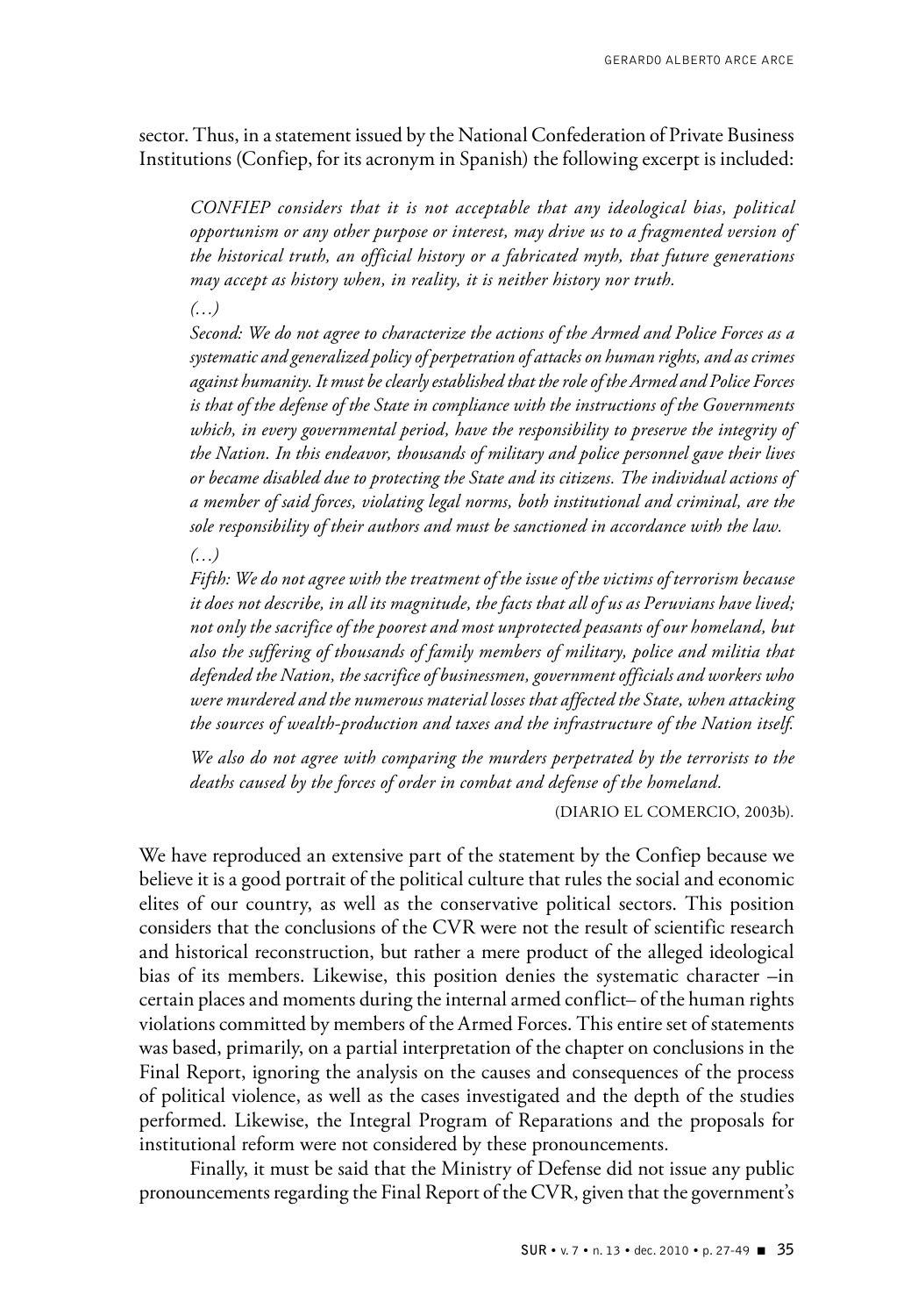sector. Thus, in a statement issued by the National Confederation of Private Business Institutions (Confiep, for its acronym in Spanish) the following excerpt is included:

> *CONFIEP considers that it is not acceptable that any ideological bias, political opportunism or any other purpose or interest, may drive us to a fragmented version of the historical truth, an official history or a fabricated myth, that future generations may accept as history when, in reality, it is neither history nor truth.*
>
> *(…)*
>
> *Second: We do not agree to characterize the actions of the Armed and Police Forces as a systematic and generalized policy of perpetration of attacks on human rights, and as crimes against humanity. It must be clearly established that the role of the Armed and Police Forces is that of the defense of the State in compliance with the instructions of the Governments which, in every governmental period, have the responsibility to preserve the integrity of the Nation. In this endeavor, thousands of military and police personnel gave their lives or became disabled due to protecting the State and its citizens. The individual actions of a member of said forces, violating legal norms, both institutional and criminal, are the sole responsibility of their authors and must be sanctioned in accordance with the law.*
>
> *(…)*
>
> *Fifth: We do not agree with the treatment of the issue of the victims of terrorism because it does not describe, in all its magnitude, the facts that all of us as Peruvians have lived; not only the sacrifice of the poorest and most unprotected peasants of our homeland, but also the suffering of thousands of family members of military, police and militia that defended the Nation, the sacrifice of businessmen, government officials and workers who were murdered and the numerous material losses that affected the State, when attacking the sources of wealth-production and taxes and the infrastructure of the Nation itself.*
>
> *We also do not agree with comparing the murders perpetrated by the terrorists to the deaths caused by the forces of order in combat and defense of the homeland.*
>
> (DIARIO EL COMERCIO, 2003b).

We have reproduced an extensive part of the statement by the Confiep because we believe it is a good portrait of the political culture that rules the social and economic elites of our country, as well as the conservative political sectors. This position considers that the conclusions of the CVR were not the result of scientific research and historical reconstruction, but rather a mere product of the alleged ideological bias of its members. Likewise, this position denies the systematic character –in certain places and moments during the internal armed conflict– of the human rights violations committed by members of the Armed Forces. This entire set of statements was based, primarily, on a partial interpretation of the chapter on conclusions in the Final Report, ignoring the analysis on the causes and consequences of the process of political violence, as well as the cases investigated and the depth of the studies performed. Likewise, the Integral Program of Reparations and the proposals for institutional reform were not considered by these pronouncements.

Finally, it must be said that the Ministry of Defense did not issue any public pronouncements regarding the Final Report of the CVR, given that the government's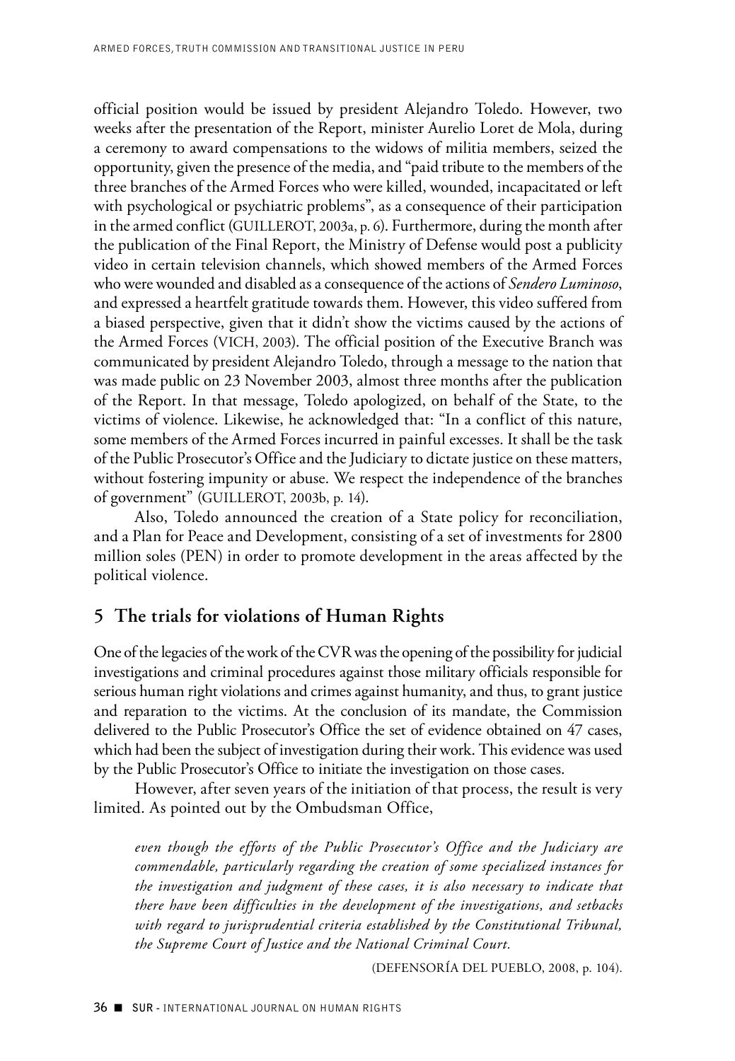official position would be issued by president Alejandro Toledo. However, two weeks after the presentation of the Report, minister Aurelio Loret de Mola, during a ceremony to award compensations to the widows of militia members, seized the opportunity, given the presence of the media, and "paid tribute to the members of the three branches of the Armed Forces who were killed, wounded, incapacitated or left with psychological or psychiatric problems", as a consequence of their participation in the armed conflict (GUILLEROT, 2003a, p. 6). Furthermore, during the month after the publication of the Final Report, the Ministry of Defense would post a publicity video in certain television channels, which showed members of the Armed Forces who were wounded and disabled as a consequence of the actions of *Sendero Luminoso*, and expressed a heartfelt gratitude towards them. However, this video suffered from a biased perspective, given that it didn't show the victims caused by the actions of the Armed Forces (VICH, 2003). The official position of the Executive Branch was communicated by president Alejandro Toledo, through a message to the nation that was made public on 23 November 2003, almost three months after the publication of the Report. In that message, Toledo apologized, on behalf of the State, to the victims of violence. Likewise, he acknowledged that: "In a conflict of this nature, some members of the Armed Forces incurred in painful excesses. It shall be the task of the Public Prosecutor's Office and the Judiciary to dictate justice on these matters, without fostering impunity or abuse. We respect the independence of the branches of government" (GUILLEROT, 2003b, p. 14).

Also, Toledo announced the creation of a State policy for reconciliation, and a Plan for Peace and Development, consisting of a set of investments for 2800 million soles (PEN) in order to promote development in the areas affected by the political violence.

## 5 The trials for violations of Human Rights

One of the legacies of the work of the CVR was the opening of the possibility for judicial investigations and criminal procedures against those military officials responsible for serious human right violations and crimes against humanity, and thus, to grant justice and reparation to the victims. At the conclusion of its mandate, the Commission delivered to the Public Prosecutor's Office the set of evidence obtained on 47 cases, which had been the subject of investigation during their work. This evidence was used by the Public Prosecutor's Office to initiate the investigation on those cases.

However, after seven years of the initiation of that process, the result is very limited. As pointed out by the Ombudsman Office,

> *even though the efforts of the Public Prosecutor's Office and the Judiciary are commendable, particularly regarding the creation of some specialized instances for the investigation and judgment of these cases, it is also necessary to indicate that there have been difficulties in the development of the investigations, and setbacks with regard to jurisprudential criteria established by the Constitutional Tribunal, the Supreme Court of Justice and the National Criminal Court.*
>
> (DEFENSORÍA DEL PUEBLO, 2008, p. 104).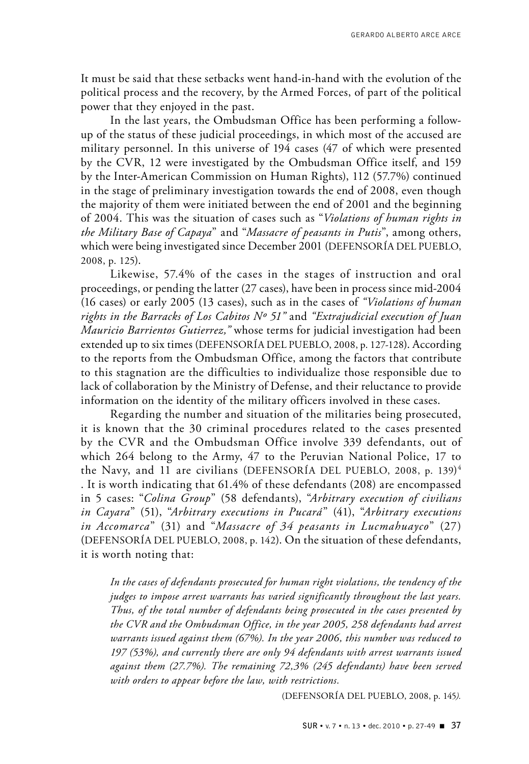It must be said that these setbacks went hand-in-hand with the evolution of the political process and the recovery, by the Armed Forces, of part of the political power that they enjoyed in the past.

In the last years, the Ombudsman Office has been performing a follow-up of the status of these judicial proceedings, in which most of the accused are military personnel. In this universe of 194 cases (47 of which were presented by the CVR, 12 were investigated by the Ombudsman Office itself, and 159 by the Inter-American Commission on Human Rights), 112 (57.7%) continued in the stage of preliminary investigation towards the end of 2008, even though the majority of them were initiated between the end of 2001 and the beginning of 2004. This was the situation of cases such as "*Violations of human rights in the Military Base of Capaya*" and "*Massacre of peasants in Putis*", among others, which were being investigated since December 2001 (DEFENSORÍA DEL PUEBLO, 2008, p. 125).

Likewise, 57.4% of the cases in the stages of instruction and oral proceedings, or pending the latter (27 cases), have been in process since mid-2004 (16 cases) or early 2005 (13 cases), such as in the cases of *"Violations of human rights in the Barracks of Los Cabitos Nº 51"* and *"Extrajudicial execution of Juan Mauricio Barrientos Gutierrez,"* whose terms for judicial investigation had been extended up to six times (DEFENSORÍA DEL PUEBLO, 2008, p. 127-128). According to the reports from the Ombudsman Office, among the factors that contribute to this stagnation are the difficulties to individualize those responsible due to lack of collaboration by the Ministry of Defense, and their reluctance to provide information on the identity of the military officers involved in these cases.

Regarding the number and situation of the militaries being prosecuted, it is known that the 30 criminal procedures related to the cases presented by the CVR and the Ombudsman Office involve 339 defendants, out of which 264 belong to the Army, 47 to the Peruvian National Police, 17 to the Navy, and 11 are civilians (DEFENSORÍA DEL PUEBLO, 2008, p. 139)[4]. It is worth indicating that 61.4% of these defendants (208) are encompassed in 5 cases: "*Colina Group*" (58 defendants), "*Arbitrary execution of civilians in Cayara*" (51), "*Arbitrary executions in Pucará*" (41), "*Arbitrary executions in Accomarca*" (31) and "*Massacre of 34 peasants in Lucmahuayco*" (27) (DEFENSORÍA DEL PUEBLO, 2008, p. 142). On the situation of these defendants, it is worth noting that:

> *In the cases of defendants prosecuted for human right violations, the tendency of the judges to impose arrest warrants has varied significantly throughout the last years. Thus, of the total number of defendants being prosecuted in the cases presented by the CVR and the Ombudsman Office, in the year 2005, 258 defendants had arrest warrants issued against them (67%). In the year 2006, this number was reduced to 197 (53%), and currently there are only 94 defendants with arrest warrants issued against them (27.7%). The remaining 72,3% (245 defendants) have been served with orders to appear before the law, with restrictions.*
>
> (DEFENSORÍA DEL PUEBLO, 2008, p. 145).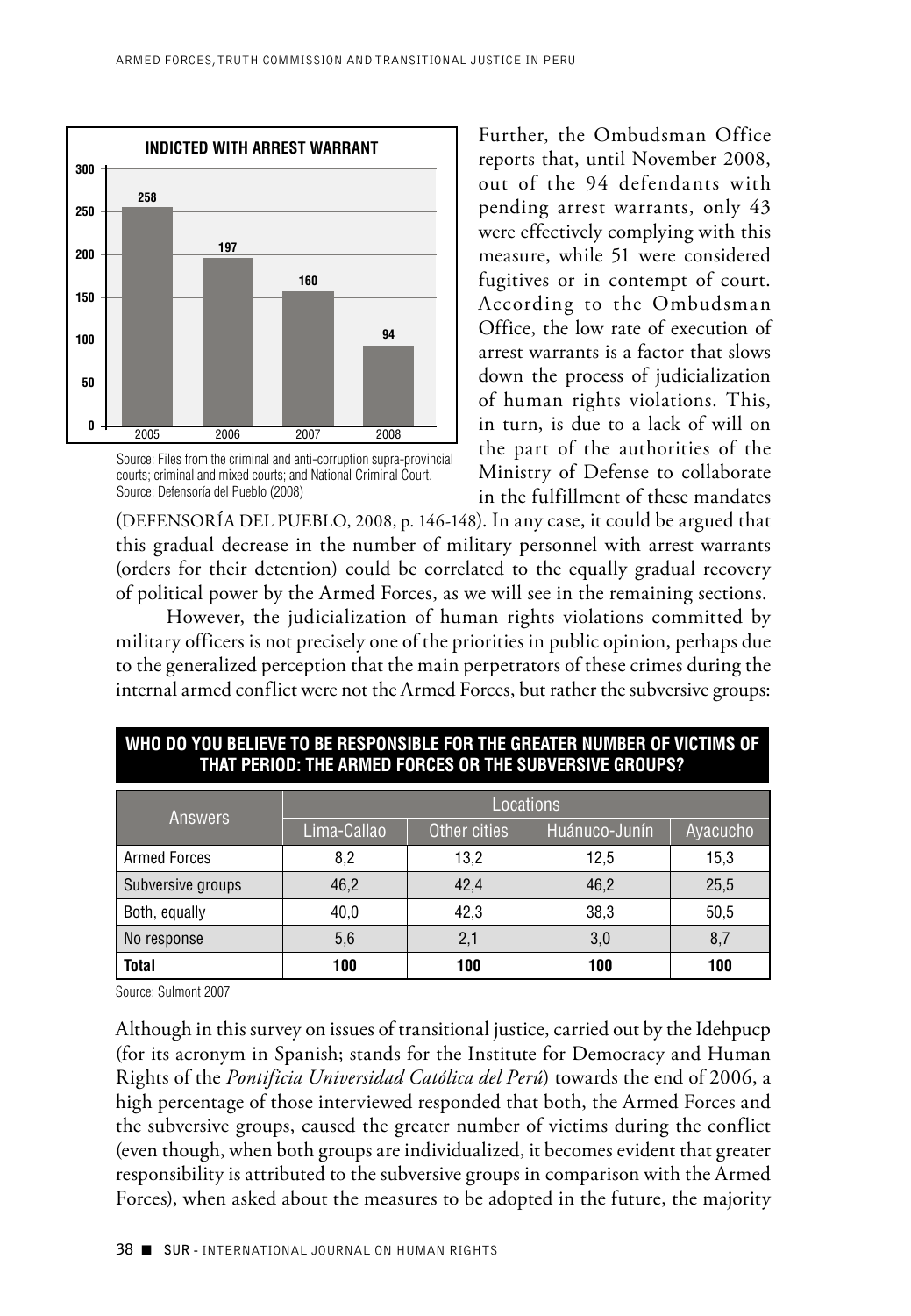**INDICTED WITH ARREST WARRANT**

| Year | Indicted with arrest warrant |
|---|---|
| 2005 | 258 |
| 2006 | 197 |
| 2007 | 160 |
| 2008 | 94 |

Source: Files from the criminal and anti-corruption supra-provincial courts; criminal and mixed courts; and National Criminal Court. Source: Defensoría del Pueblo (2008)

Further, the Ombudsman Office reports that, until November 2008, out of the 94 defendants with pending arrest warrants, only 43 were effectively complying with this measure, while 51 were considered fugitives or in contempt of court. According to the Ombudsman Office, the low rate of execution of arrest warrants is a factor that slows down the process of judicialization of human rights violations. This, in turn, is due to a lack of will on the part of the authorities of the Ministry of Defense to collaborate in the fulfillment of these mandates (DEFENSORÍA DEL PUEBLO, 2008, p. 146-148). In any case, it could be argued that this gradual decrease in the number of military personnel with arrest warrants (orders for their detention) could be correlated to the equally gradual recovery of political power by the Armed Forces, as we will see in the remaining sections.

However, the judicialization of human rights violations committed by military officers is not precisely one of the priorities in public opinion, perhaps due to the generalized perception that the main perpetrators of these crimes during the internal armed conflict were not the Armed Forces, but rather the subversive groups:

**WHO DO YOU BELIEVE TO BE RESPONSIBLE FOR THE GREATER NUMBER OF VICTIMS OF THAT PERIOD: THE ARMED FORCES OR THE SUBVERSIVE GROUPS?**

| Answers | Locations | | | |
|---|---|---|---|---|
| | Lima-Callao | Other cities | Huánuco-Junín | Ayacucho |
| Armed Forces | 8,2 | 13,2 | 12,5 | 15,3 |
| Subversive groups | 46,2 | 42,4 | 46,2 | 25,5 |
| Both, equally | 40,0 | 42,3 | 38,3 | 50,5 |
| No response | 5,6 | 2,1 | 3,0 | 8,7 |
| **Total** | **100** | **100** | **100** | **100** |

Source: Sulmont 2007

Although in this survey on issues of transitional justice, carried out by the Idehpucp (for its acronym in Spanish; stands for the Institute for Democracy and Human Rights of the *Pontificia Universidad Católica del Perú*) towards the end of 2006, a high percentage of those interviewed responded that both, the Armed Forces and the subversive groups, caused the greater number of victims during the conflict (even though, when both groups are individualized, it becomes evident that greater responsibility is attributed to the subversive groups in comparison with the Armed Forces), when asked about the measures to be adopted in the future, the majority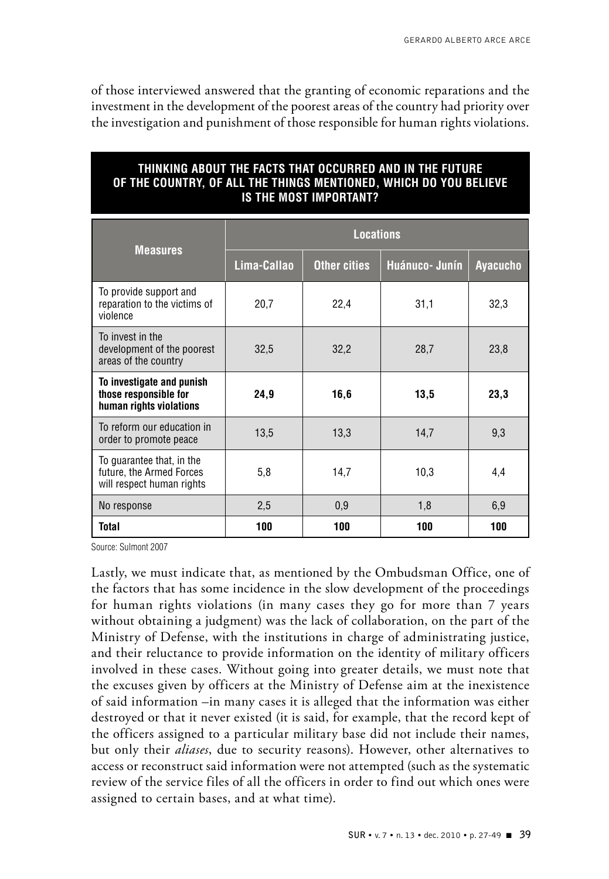of those interviewed answered that the granting of economic reparations and the investment in the development of the poorest areas of the country had priority over the investigation and punishment of those responsible for human rights violations.

**THINKING ABOUT THE FACTS THAT OCCURRED AND IN THE FUTURE OF THE COUNTRY, OF ALL THE THINGS MENTIONED, WHICH DO YOU BELIEVE IS THE MOST IMPORTANT?**

| Measures | Locations | | | |
|---|---|---|---|---|
| | Lima-Callao | Other cities | Huánuco- Junín | Ayacucho |
| To provide support and reparation to the victims of violence | 20,7 | 22,4 | 31,1 | 32,3 |
| To invest in the development of the poorest areas of the country | 32,5 | 32,2 | 28,7 | 23,8 |
| **To investigate and punish those responsible for human rights violations** | **24,9** | **16,6** | **13,5** | **23,3** |
| To reform our education in order to promote peace | 13,5 | 13,3 | 14,7 | 9,3 |
| To guarantee that, in the future, the Armed Forces will respect human rights | 5,8 | 14,7 | 10,3 | 4,4 |
| No response | 2,5 | 0,9 | 1,8 | 6,9 |
| **Total** | **100** | **100** | **100** | **100** |

Source: Sulmont 2007

Lastly, we must indicate that, as mentioned by the Ombudsman Office, one of the factors that has some incidence in the slow development of the proceedings for human rights violations (in many cases they go for more than 7 years without obtaining a judgment) was the lack of collaboration, on the part of the Ministry of Defense, with the institutions in charge of administrating justice, and their reluctance to provide information on the identity of military officers involved in these cases. Without going into greater details, we must note that the excuses given by officers at the Ministry of Defense aim at the inexistence of said information –in many cases it is alleged that the information was either destroyed or that it never existed (it is said, for example, that the record kept of the officers assigned to a particular military base did not include their names, but only their *aliases*, due to security reasons). However, other alternatives to access or reconstruct said information were not attempted (such as the systematic review of the service files of all the officers in order to find out which ones were assigned to certain bases, and at what time).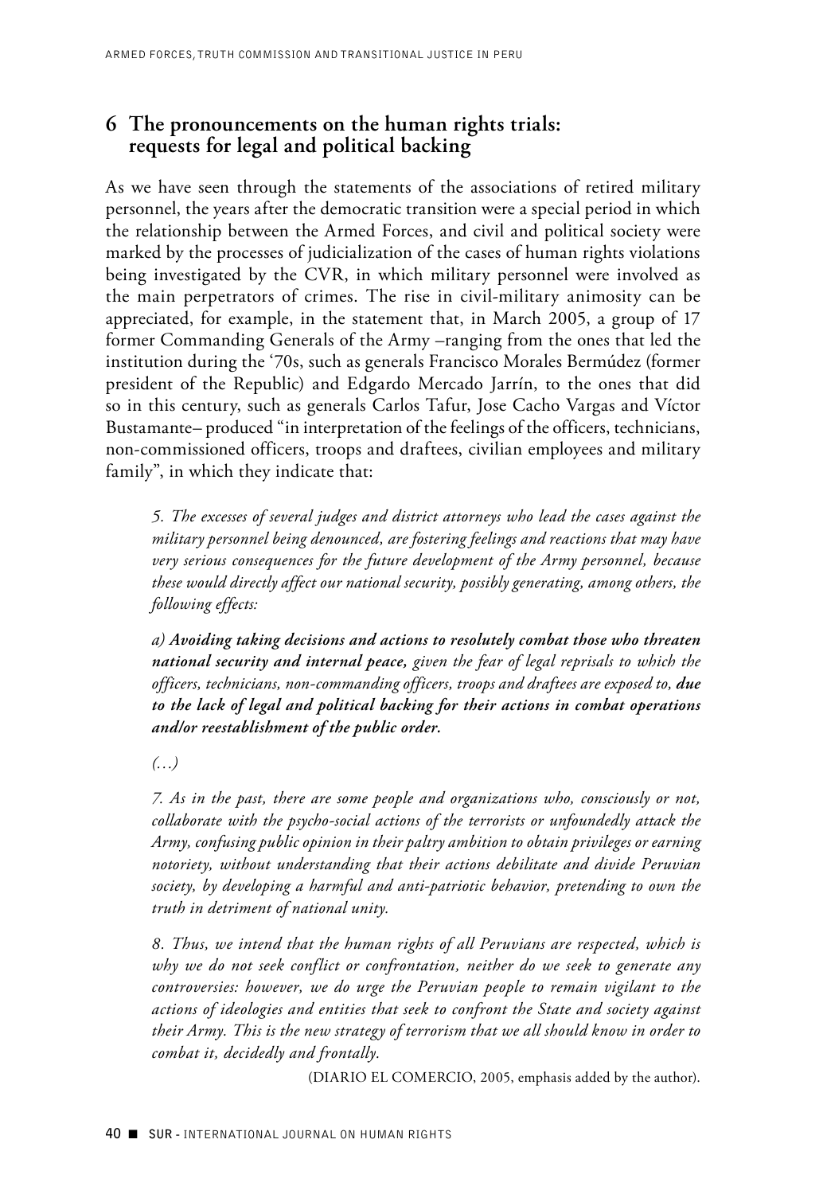## 6 The pronouncements on the human rights trials: requests for legal and political backing

As we have seen through the statements of the associations of retired military personnel, the years after the democratic transition were a special period in which the relationship between the Armed Forces, and civil and political society were marked by the processes of judicialization of the cases of human rights violations being investigated by the CVR, in which military personnel were involved as the main perpetrators of crimes. The rise in civil-military animosity can be appreciated, for example, in the statement that, in March 2005, a group of 17 former Commanding Generals of the Army –ranging from the ones that led the institution during the '70s, such as generals Francisco Morales Bermúdez (former president of the Republic) and Edgardo Mercado Jarrín, to the ones that did so in this century, such as generals Carlos Tafur, Jose Cacho Vargas and Víctor Bustamante– produced "in interpretation of the feelings of the officers, technicians, non-commissioned officers, troops and draftees, civilian employees and military family", in which they indicate that:

> *5. The excesses of several judges and district attorneys who lead the cases against the military personnel being denounced, are fostering feelings and reactions that may have very serious consequences for the future development of the Army personnel, because these would directly affect our national security, possibly generating, among others, the following effects:*
>
> ***a) Avoiding taking decisions and actions to resolutely combat those who threaten national security and internal peace,*** *given the fear of legal reprisals to which the officers, technicians, non-commanding officers, troops and draftees are exposed to,* ***due to the lack of legal and political backing for their actions in combat operations and/or reestablishment of the public order.***
>
> *(...)*
>
> *7. As in the past, there are some people and organizations who, consciously or not, collaborate with the psycho-social actions of the terrorists or unfoundedly attack the Army, confusing public opinion in their paltry ambition to obtain privileges or earning notoriety, without understanding that their actions debilitate and divide Peruvian society, by developing a harmful and anti-patriotic behavior, pretending to own the truth in detriment of national unity.*
>
> *8. Thus, we intend that the human rights of all Peruvians are respected, which is why we do not seek conflict or confrontation, neither do we seek to generate any controversies: however, we do urge the Peruvian people to remain vigilant to the actions of ideologies and entities that seek to confront the State and society against their Army. This is the new strategy of terrorism that we all should know in order to combat it, decidedly and frontally.*
>
> (DIARIO EL COMERCIO, 2005, emphasis added by the author).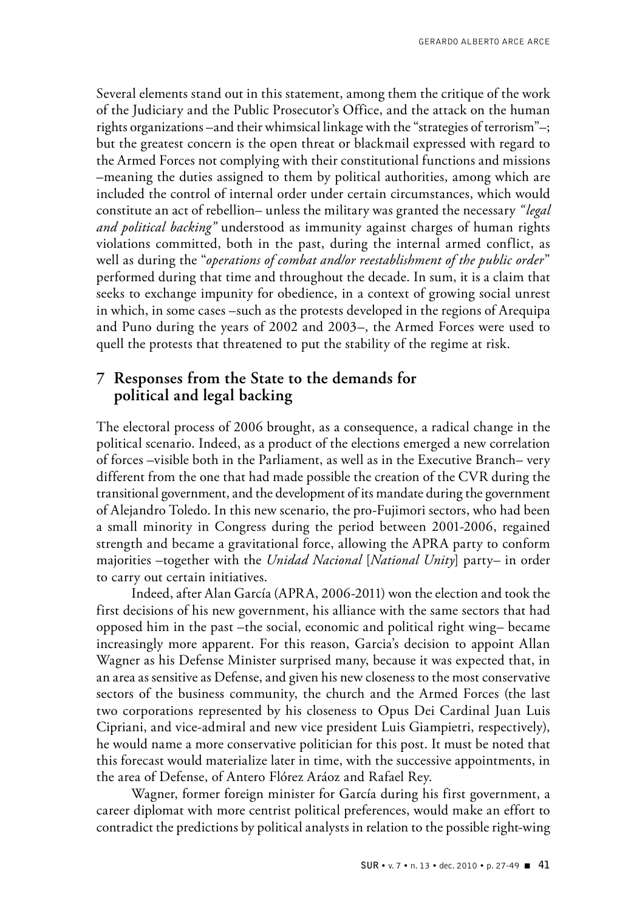Several elements stand out in this statement, among them the critique of the work of the Judiciary and the Public Prosecutor's Office, and the attack on the human rights organizations –and their whimsical linkage with the "strategies of terrorism"–; but the greatest concern is the open threat or blackmail expressed with regard to the Armed Forces not complying with their constitutional functions and missions –meaning the duties assigned to them by political authorities, among which are included the control of internal order under certain circumstances, which would constitute an act of rebellion– unless the military was granted the necessary *"legal and political backing"* understood as immunity against charges of human rights violations committed, both in the past, during the internal armed conflict, as well as during the "*operations of combat and/or reestablishment of the public order*" performed during that time and throughout the decade. In sum, it is a claim that seeks to exchange impunity for obedience, in a context of growing social unrest in which, in some cases –such as the protests developed in the regions of Arequipa and Puno during the years of 2002 and 2003–, the Armed Forces were used to quell the protests that threatened to put the stability of the regime at risk.

## 7 Responses from the State to the demands for political and legal backing

The electoral process of 2006 brought, as a consequence, a radical change in the political scenario. Indeed, as a product of the elections emerged a new correlation of forces –visible both in the Parliament, as well as in the Executive Branch– very different from the one that had made possible the creation of the CVR during the transitional government, and the development of its mandate during the government of Alejandro Toledo. In this new scenario, the pro-Fujimori sectors, who had been a small minority in Congress during the period between 2001-2006, regained strength and became a gravitational force, allowing the APRA party to conform majorities –together with the *Unidad Nacional* [*National Unity*] party– in order to carry out certain initiatives.

Indeed, after Alan García (APRA, 2006-2011) won the election and took the first decisions of his new government, his alliance with the same sectors that had opposed him in the past –the social, economic and political right wing– became increasingly more apparent. For this reason, Garcia's decision to appoint Allan Wagner as his Defense Minister surprised many, because it was expected that, in an area as sensitive as Defense, and given his new closeness to the most conservative sectors of the business community, the church and the Armed Forces (the last two corporations represented by his closeness to Opus Dei Cardinal Juan Luis Cipriani, and vice-admiral and new vice president Luis Giampietri, respectively), he would name a more conservative politician for this post. It must be noted that this forecast would materialize later in time, with the successive appointments, in the area of Defense, of Antero Flórez Aráoz and Rafael Rey.

Wagner, former foreign minister for García during his first government, a career diplomat with more centrist political preferences, would make an effort to contradict the predictions by political analysts in relation to the possible right-wing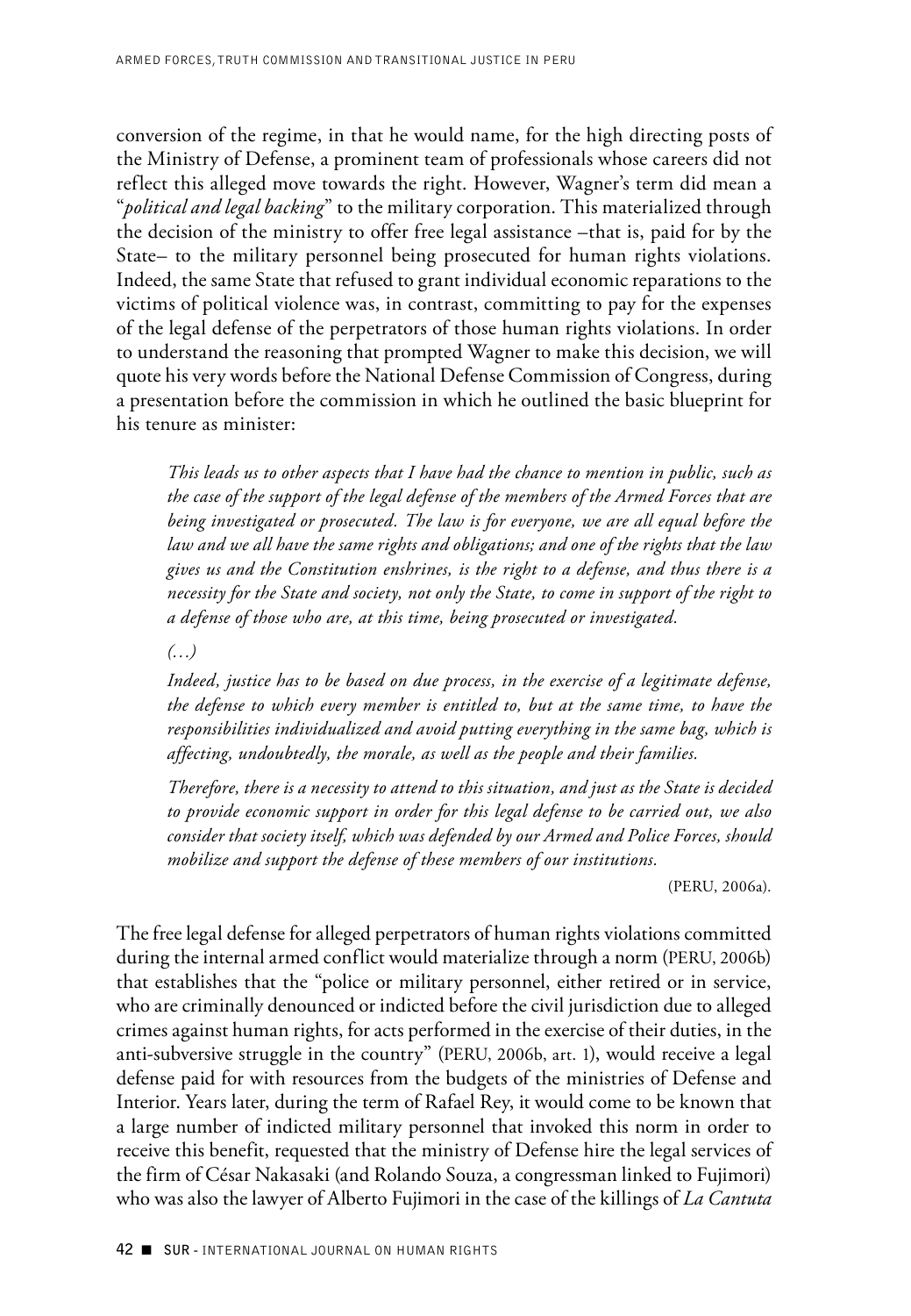conversion of the regime, in that he would name, for the high directing posts of the Ministry of Defense, a prominent team of professionals whose careers did not reflect this alleged move towards the right. However, Wagner's term did mean a "*political and legal backing*" to the military corporation. This materialized through the decision of the ministry to offer free legal assistance –that is, paid for by the State– to the military personnel being prosecuted for human rights violations. Indeed, the same State that refused to grant individual economic reparations to the victims of political violence was, in contrast, committing to pay for the expenses of the legal defense of the perpetrators of those human rights violations. In order to understand the reasoning that prompted Wagner to make this decision, we will quote his very words before the National Defense Commission of Congress, during a presentation before the commission in which he outlined the basic blueprint for his tenure as minister:

> *This leads us to other aspects that I have had the chance to mention in public, such as the case of the support of the legal defense of the members of the Armed Forces that are being investigated or prosecuted. The law is for everyone, we are all equal before the law and we all have the same rights and obligations; and one of the rights that the law gives us and the Constitution enshrines, is the right to a defense, and thus there is a necessity for the State and society, not only the State, to come in support of the right to a defense of those who are, at this time, being prosecuted or investigated.*
>
> *(…)*
>
> *Indeed, justice has to be based on due process, in the exercise of a legitimate defense, the defense to which every member is entitled to, but at the same time, to have the responsibilities individualized and avoid putting everything in the same bag, which is affecting, undoubtedly, the morale, as well as the people and their families.*
>
> *Therefore, there is a necessity to attend to this situation, and just as the State is decided to provide economic support in order for this legal defense to be carried out, we also consider that society itself, which was defended by our Armed and Police Forces, should mobilize and support the defense of these members of our institutions.*
>
> (PERU, 2006a).

The free legal defense for alleged perpetrators of human rights violations committed during the internal armed conflict would materialize through a norm (PERU, 2006b) that establishes that the "police or military personnel, either retired or in service, who are criminally denounced or indicted before the civil jurisdiction due to alleged crimes against human rights, for acts performed in the exercise of their duties, in the anti-subversive struggle in the country" (PERU, 2006b, art. 1), would receive a legal defense paid for with resources from the budgets of the ministries of Defense and Interior. Years later, during the term of Rafael Rey, it would come to be known that a large number of indicted military personnel that invoked this norm in order to receive this benefit, requested that the ministry of Defense hire the legal services of the firm of César Nakasaki (and Rolando Souza, a congressman linked to Fujimori) who was also the lawyer of Alberto Fujimori in the case of the killings of *La Cantuta*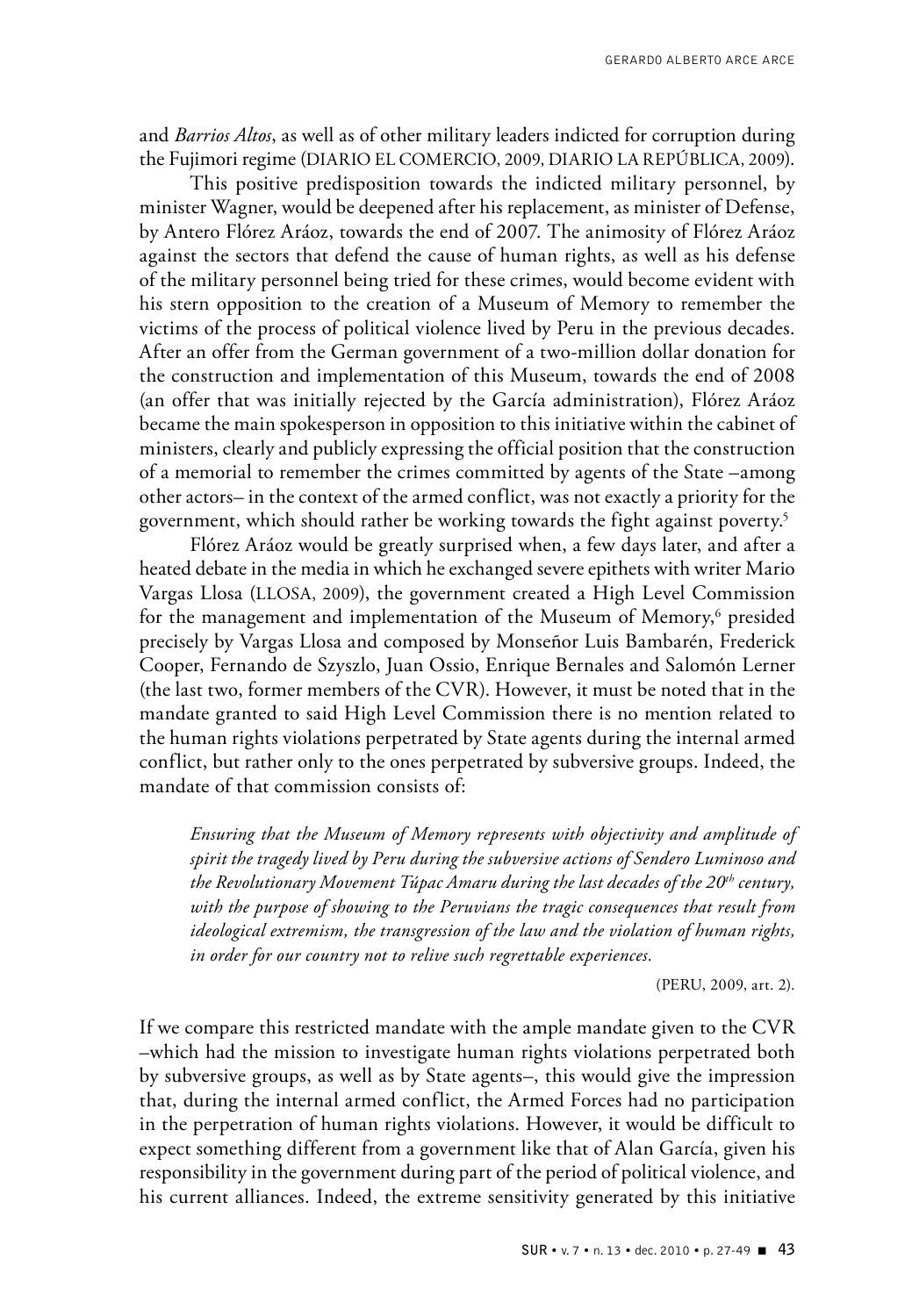and *Barrios Altos*, as well as of other military leaders indicted for corruption during the Fujimori regime (DIARIO EL COMERCIO, 2009, DIARIO LA REPÚBLICA, 2009).

This positive predisposition towards the indicted military personnel, by minister Wagner, would be deepened after his replacement, as minister of Defense, by Antero Flórez Aráoz, towards the end of 2007. The animosity of Flórez Aráoz against the sectors that defend the cause of human rights, as well as his defense of the military personnel being tried for these crimes, would become evident with his stern opposition to the creation of a Museum of Memory to remember the victims of the process of political violence lived by Peru in the previous decades. After an offer from the German government of a two-million dollar donation for the construction and implementation of this Museum, towards the end of 2008 (an offer that was initially rejected by the García administration), Flórez Aráoz became the main spokesperson in opposition to this initiative within the cabinet of ministers, clearly and publicly expressing the official position that the construction of a memorial to remember the crimes committed by agents of the State –among other actors– in the context of the armed conflict, was not exactly a priority for the government, which should rather be working towards the fight against poverty.[5]

Flórez Aráoz would be greatly surprised when, a few days later, and after a heated debate in the media in which he exchanged severe epithets with writer Mario Vargas Llosa (LLOSA, 2009), the government created a High Level Commission for the management and implementation of the Museum of Memory,[6] presided precisely by Vargas Llosa and composed by Monseñor Luis Bambarén, Frederick Cooper, Fernando de Szyszlo, Juan Ossio, Enrique Bernales and Salomón Lerner (the last two, former members of the CVR). However, it must be noted that in the mandate granted to said High Level Commission there is no mention related to the human rights violations perpetrated by State agents during the internal armed conflict, but rather only to the ones perpetrated by subversive groups. Indeed, the mandate of that commission consists of:

> *Ensuring that the Museum of Memory represents with objectivity and amplitude of spirit the tragedy lived by Peru during the subversive actions of Sendero Luminoso and the Revolutionary Movement Túpac Amaru during the last decades of the 20th century, with the purpose of showing to the Peruvians the tragic consequences that result from ideological extremism, the transgression of the law and the violation of human rights, in order for our country not to relive such regrettable experiences.*
>
> (PERU, 2009, art. 2).

If we compare this restricted mandate with the ample mandate given to the CVR –which had the mission to investigate human rights violations perpetrated both by subversive groups, as well as by State agents–, this would give the impression that, during the internal armed conflict, the Armed Forces had no participation in the perpetration of human rights violations. However, it would be difficult to expect something different from a government like that of Alan García, given his responsibility in the government during part of the period of political violence, and his current alliances. Indeed, the extreme sensitivity generated by this initiative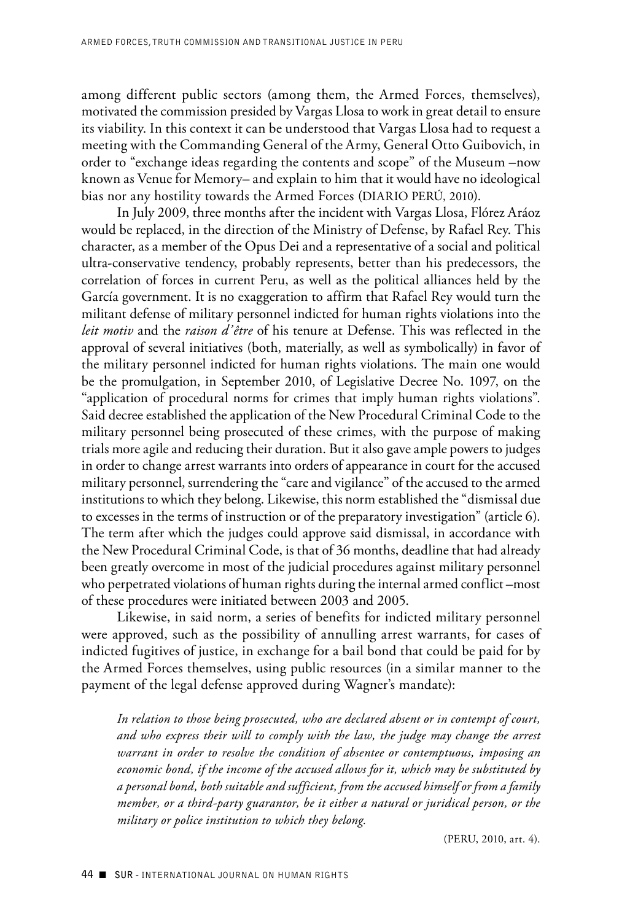among different public sectors (among them, the Armed Forces, themselves), motivated the commission presided by Vargas Llosa to work in great detail to ensure its viability. In this context it can be understood that Vargas Llosa had to request a meeting with the Commanding General of the Army, General Otto Guibovich, in order to "exchange ideas regarding the contents and scope" of the Museum –now known as Venue for Memory– and explain to him that it would have no ideological bias nor any hostility towards the Armed Forces (DIARIO PERÚ, 2010).

In July 2009, three months after the incident with Vargas Llosa, Flórez Aráoz would be replaced, in the direction of the Ministry of Defense, by Rafael Rey. This character, as a member of the Opus Dei and a representative of a social and political ultra-conservative tendency, probably represents, better than his predecessors, the correlation of forces in current Peru, as well as the political alliances held by the García government. It is no exaggeration to affirm that Rafael Rey would turn the militant defense of military personnel indicted for human rights violations into the *leit motiv* and the *raison d'être* of his tenure at Defense. This was reflected in the approval of several initiatives (both, materially, as well as symbolically) in favor of the military personnel indicted for human rights violations. The main one would be the promulgation, in September 2010, of Legislative Decree No. 1097, on the "application of procedural norms for crimes that imply human rights violations". Said decree established the application of the New Procedural Criminal Code to the military personnel being prosecuted of these crimes, with the purpose of making trials more agile and reducing their duration. But it also gave ample powers to judges in order to change arrest warrants into orders of appearance in court for the accused military personnel, surrendering the "care and vigilance" of the accused to the armed institutions to which they belong. Likewise, this norm established the "dismissal due to excesses in the terms of instruction or of the preparatory investigation" (article 6). The term after which the judges could approve said dismissal, in accordance with the New Procedural Criminal Code, is that of 36 months, deadline that had already been greatly overcome in most of the judicial procedures against military personnel who perpetrated violations of human rights during the internal armed conflict –most of these procedures were initiated between 2003 and 2005.

Likewise, in said norm, a series of benefits for indicted military personnel were approved, such as the possibility of annulling arrest warrants, for cases of indicted fugitives of justice, in exchange for a bail bond that could be paid for by the Armed Forces themselves, using public resources (in a similar manner to the payment of the legal defense approved during Wagner's mandate):

> *In relation to those being prosecuted, who are declared absent or in contempt of court, and who express their will to comply with the law, the judge may change the arrest warrant in order to resolve the condition of absentee or contemptuous, imposing an economic bond, if the income of the accused allows for it, which may be substituted by a personal bond, both suitable and sufficient, from the accused himself or from a family member, or a third-party guarantor, be it either a natural or juridical person, or the military or police institution to which they belong.*
>
> (PERU, 2010, art. 4).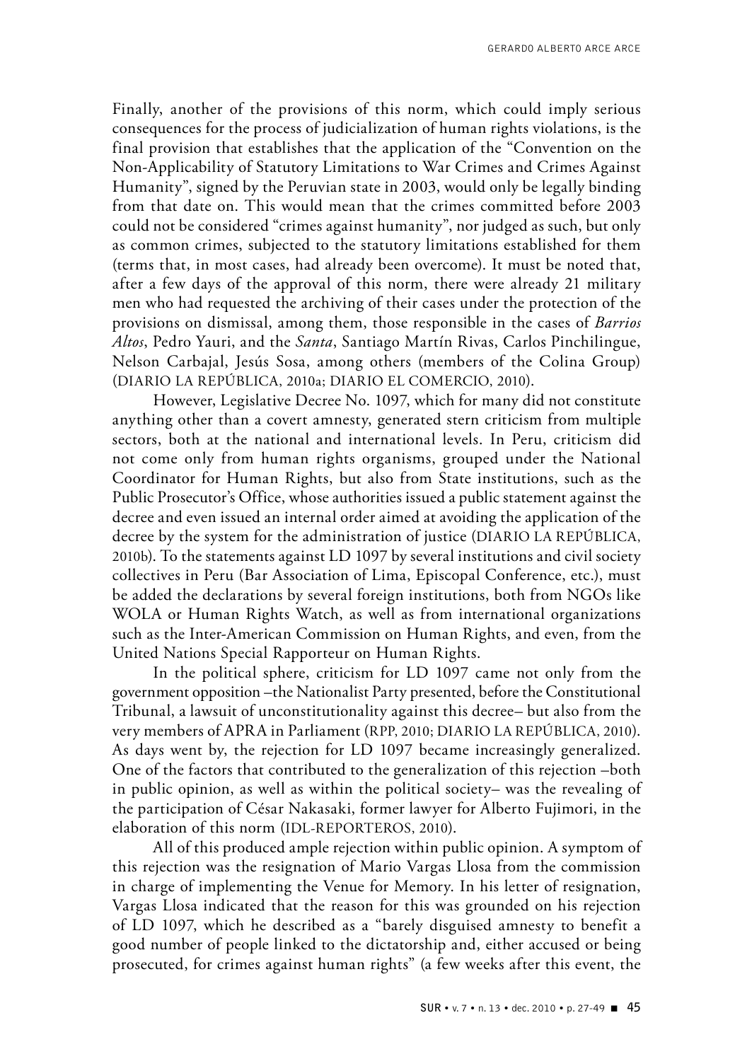Finally, another of the provisions of this norm, which could imply serious consequences for the process of judicialization of human rights violations, is the final provision that establishes that the application of the "Convention on the Non-Applicability of Statutory Limitations to War Crimes and Crimes Against Humanity", signed by the Peruvian state in 2003, would only be legally binding from that date on. This would mean that the crimes committed before 2003 could not be considered "crimes against humanity", nor judged as such, but only as common crimes, subjected to the statutory limitations established for them (terms that, in most cases, had already been overcome). It must be noted that, after a few days of the approval of this norm, there were already 21 military men who had requested the archiving of their cases under the protection of the provisions on dismissal, among them, those responsible in the cases of *Barrios Altos*, Pedro Yauri, and the *Santa*, Santiago Martín Rivas, Carlos Pinchilingue, Nelson Carbajal, Jesús Sosa, among others (members of the Colina Group) (DIARIO LA REPÚBLICA, 2010a; DIARIO EL COMERCIO, 2010).

However, Legislative Decree No. 1097, which for many did not constitute anything other than a covert amnesty, generated stern criticism from multiple sectors, both at the national and international levels. In Peru, criticism did not come only from human rights organisms, grouped under the National Coordinator for Human Rights, but also from State institutions, such as the Public Prosecutor's Office, whose authorities issued a public statement against the decree and even issued an internal order aimed at avoiding the application of the decree by the system for the administration of justice (DIARIO LA REPÚBLICA, 2010b). To the statements against LD 1097 by several institutions and civil society collectives in Peru (Bar Association of Lima, Episcopal Conference, etc.), must be added the declarations by several foreign institutions, both from NGOs like WOLA or Human Rights Watch, as well as from international organizations such as the Inter-American Commission on Human Rights, and even, from the United Nations Special Rapporteur on Human Rights.

In the political sphere, criticism for LD 1097 came not only from the government opposition –the Nationalist Party presented, before the Constitutional Tribunal, a lawsuit of unconstitutionality against this decree– but also from the very members of APRA in Parliament (RPP, 2010; DIARIO LA REPÚBLICA, 2010). As days went by, the rejection for LD 1097 became increasingly generalized. One of the factors that contributed to the generalization of this rejection –both in public opinion, as well as within the political society– was the revealing of the participation of César Nakasaki, former lawyer for Alberto Fujimori, in the elaboration of this norm (IDL-REPORTEROS, 2010).

All of this produced ample rejection within public opinion. A symptom of this rejection was the resignation of Mario Vargas Llosa from the commission in charge of implementing the Venue for Memory. In his letter of resignation, Vargas Llosa indicated that the reason for this was grounded on his rejection of LD 1097, which he described as a "barely disguised amnesty to benefit a good number of people linked to the dictatorship and, either accused or being prosecuted, for crimes against human rights" (a few weeks after this event, the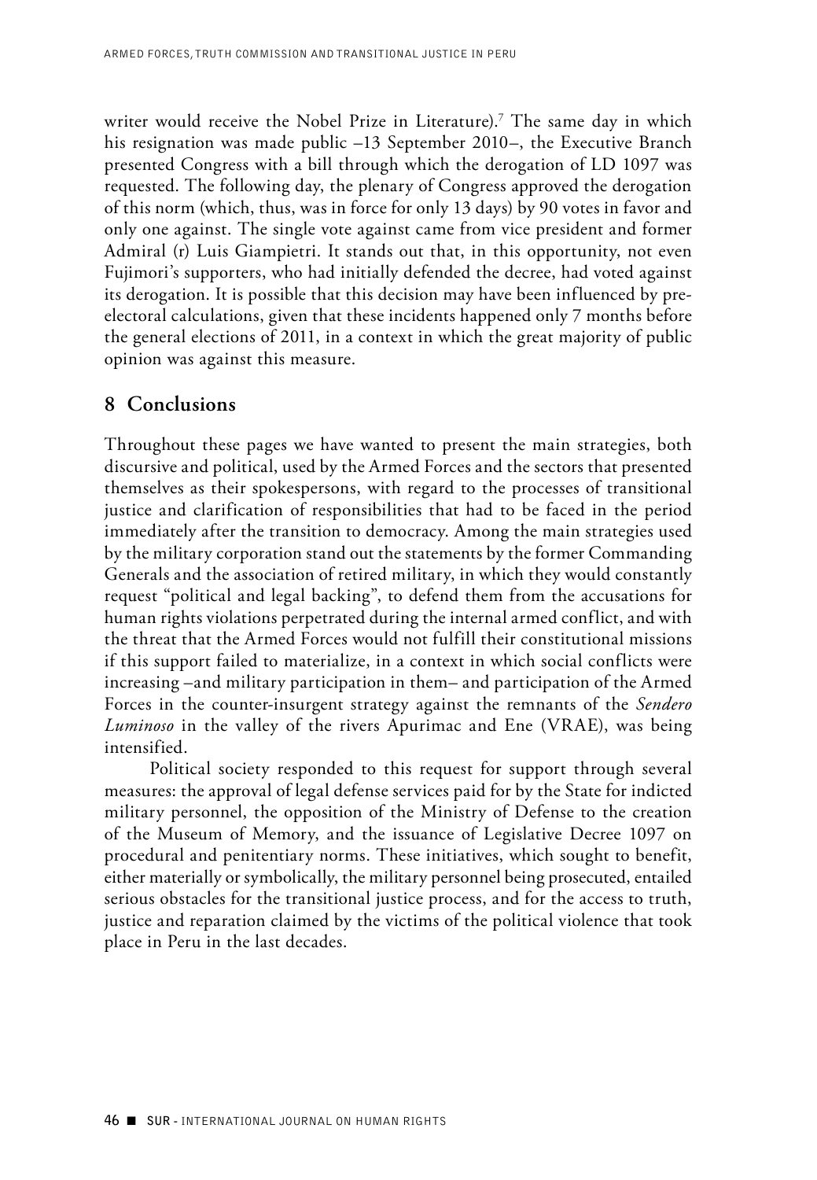writer would receive the Nobel Prize in Literature).[7] The same day in which his resignation was made public –13 September 2010–, the Executive Branch presented Congress with a bill through which the derogation of LD 1097 was requested. The following day, the plenary of Congress approved the derogation of this norm (which, thus, was in force for only 13 days) by 90 votes in favor and only one against. The single vote against came from vice president and former Admiral (r) Luis Giampietri. It stands out that, in this opportunity, not even Fujimori's supporters, who had initially defended the decree, had voted against its derogation. It is possible that this decision may have been influenced by pre-electoral calculations, given that these incidents happened only 7 months before the general elections of 2011, in a context in which the great majority of public opinion was against this measure.

## 8 Conclusions

Throughout these pages we have wanted to present the main strategies, both discursive and political, used by the Armed Forces and the sectors that presented themselves as their spokespersons, with regard to the processes of transitional justice and clarification of responsibilities that had to be faced in the period immediately after the transition to democracy. Among the main strategies used by the military corporation stand out the statements by the former Commanding Generals and the association of retired military, in which they would constantly request "political and legal backing", to defend them from the accusations for human rights violations perpetrated during the internal armed conflict, and with the threat that the Armed Forces would not fulfill their constitutional missions if this support failed to materialize, in a context in which social conflicts were increasing –and military participation in them– and participation of the Armed Forces in the counter-insurgent strategy against the remnants of the *Sendero Luminoso* in the valley of the rivers Apurimac and Ene (VRAE), was being intensified.

Political society responded to this request for support through several measures: the approval of legal defense services paid for by the State for indicted military personnel, the opposition of the Ministry of Defense to the creation of the Museum of Memory, and the issuance of Legislative Decree 1097 on procedural and penitentiary norms. These initiatives, which sought to benefit, either materially or symbolically, the military personnel being prosecuted, entailed serious obstacles for the transitional justice process, and for the access to truth, justice and reparation claimed by the victims of the political violence that took place in Peru in the last decades.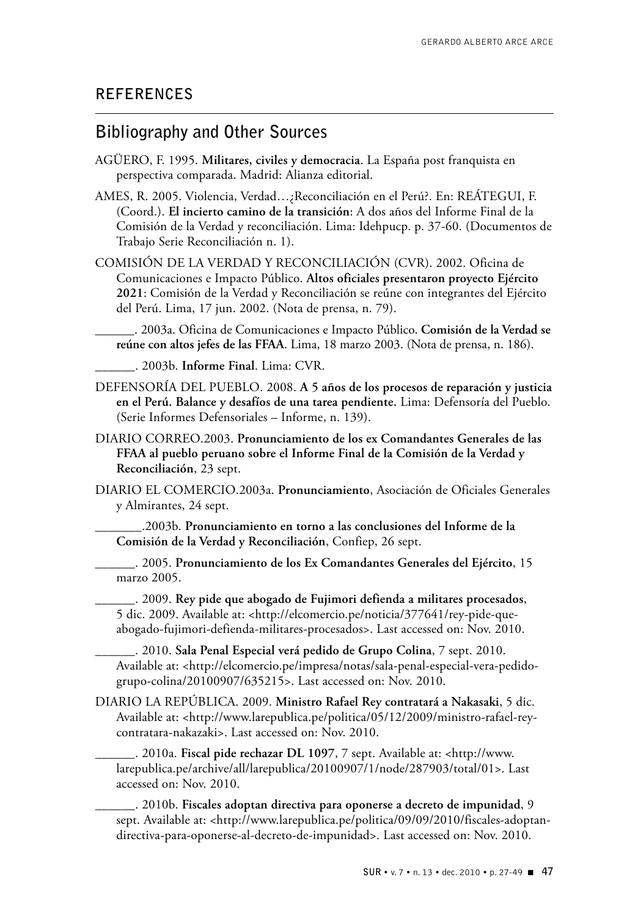## REFERENCES

### Bibliography and Other Sources

AGÜERO, F. 1995. **Militares, civiles y democracia**. La España post franquista en perspectiva comparada. Madrid: Alianza editorial.

AMES, R. 2005. Violencia, Verdad…¿Reconciliación en el Perú?. En: REÁTEGUI, F. (Coord.). **El incierto camino de la transición**: A dos años del Informe Final de la Comisión de la Verdad y reconciliación. Lima: Idehpucp. p. 37-60. (Documentos de Trabajo Serie Reconciliación n. 1).

COMISIÓN DE LA VERDAD Y RECONCILIACIÓN (CVR). 2002. Oficina de Comunicaciones e Impacto Público. **Altos oficiales presentaron proyecto Ejército 2021**: Comisión de la Verdad y Reconciliación se reúne con integrantes del Ejército del Perú. Lima, 17 jun. 2002. (Nota de prensa, n. 79).

______. 2003a. Oficina de Comunicaciones e Impacto Público. **Comisión de la Verdad se reúne con altos jefes de las FFAA**. Lima, 18 marzo 2003. (Nota de prensa, n. 186).

______. 2003b. **Informe Final**. Lima: CVR.

DEFENSORÍA DEL PUEBLO. 2008. **A 5 años de los procesos de reparación y justicia en el Perú. Balance y desafíos de una tarea pendiente.** Lima: Defensoría del Pueblo. (Serie Informes Defensoriales – Informe, n. 139).

DIARIO CORREO.2003. **Pronunciamiento de los ex Comandantes Generales de las FFAA al pueblo peruano sobre el Informe Final de la Comisión de la Verdad y Reconciliación**, 23 sept.

DIARIO EL COMERCIO.2003a. **Pronunciamiento**, Asociación de Oficiales Generales y Almirantes, 24 sept.

_______.2003b. **Pronunciamiento en torno a las conclusiones del Informe de la Comisión de la Verdad y Reconciliación**, Confiep, 26 sept.

______. 2005. **Pronunciamiento de los Ex Comandantes Generales del Ejército**, 15 marzo 2005.

______. 2009. **Rey pide que abogado de Fujimori defienda a militares procesados**, 5 dic. 2009. Available at: <http://elcomercio.pe/noticia/377641/rey-pide-que-abogado-fujimori-defienda-militares-procesados>. Last accessed on: Nov. 2010.

______. 2010. **Sala Penal Especial verá pedido de Grupo Colina**, 7 sept. 2010. Available at: <http://elcomercio.pe/impresa/notas/sala-penal-especial-vera-pedido-grupo-colina/20100907/635215>. Last accessed on: Nov. 2010.

DIARIO LA REPÚBLICA. 2009. **Ministro Rafael Rey contratará a Nakasaki**, 5 dic. Available at: <http://www.larepublica.pe/politica/05/12/2009/ministro-rafael-rey-contratara-nakazaki>. Last accessed on: Nov. 2010.

______. 2010a. **Fiscal pide rechazar DL 1097**, 7 sept. Available at: <http://www.larepublica.pe/archive/all/larepublica/20100907/1/node/287903/total/01>. Last accessed on: Nov. 2010.

______. 2010b. **Fiscales adoptan directiva para oponerse a decreto de impunidad**, 9 sept. Available at: <http://www.larepublica.pe/politica/09/09/2010/fiscales-adoptan-directiva-para-oponerse-al-decreto-de-impunidad>. Last accessed on: Nov. 2010.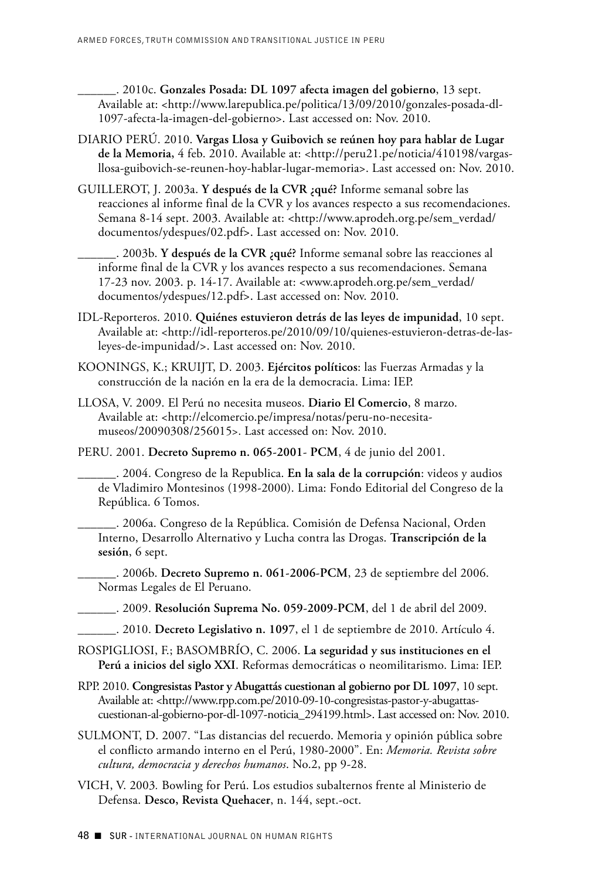\_\_\_\_\_\_. 2010c. **Gonzales Posada: DL 1097 afecta imagen del gobierno**, 13 sept. Available at: <http://www.larepublica.pe/politica/13/09/2010/gonzales-posada-dl-1097-afecta-la-imagen-del-gobierno>. Last accessed on: Nov. 2010.

DIARIO PERÚ. 2010. **Vargas Llosa y Guibovich se reúnen hoy para hablar de Lugar de la Memoria,** 4 feb. 2010. Available at: <http://peru21.pe/noticia/410198/vargas-llosa-guibovich-se-reunen-hoy-hablar-lugar-memoria>. Last accessed on: Nov. 2010.

GUILLEROT, J. 2003a. **Y después de la CVR ¿qué?** Informe semanal sobre las reacciones al informe final de la CVR y los avances respecto a sus recomendaciones. Semana 8-14 sept. 2003. Available at: <http://www.aprodeh.org.pe/sem_verdad/documentos/ydespues/02.pdf>. Last accessed on: Nov. 2010.

\_\_\_\_\_\_. 2003b. **Y después de la CVR ¿qué?** Informe semanal sobre las reacciones al informe final de la CVR y los avances respecto a sus recomendaciones. Semana 17-23 nov. 2003. p. 14-17. Available at: <www.aprodeh.org.pe/sem_verdad/documentos/ydespues/12.pdf>. Last accessed on: Nov. 2010.

IDL-Reporteros. 2010. **Quiénes estuvieron detrás de las leyes de impunidad**, 10 sept. Available at: <http://idl-reporteros.pe/2010/09/10/quienes-estuvieron-detras-de-las-leyes-de-impunidad/>. Last accessed on: Nov. 2010.

KOONINGS, K.; KRUIJT, D. 2003. **Ejércitos políticos**: las Fuerzas Armadas y la construcción de la nación en la era de la democracia. Lima: IEP.

LLOSA, V. 2009. El Perú no necesita museos. **Diario El Comercio**, 8 marzo. Available at: <http://elcomercio.pe/impresa/notas/peru-no-necesita-museos/20090308/256015>. Last accessed on: Nov. 2010.

PERU. 2001. **Decreto Supremo n. 065-2001- PCM**, 4 de junio del 2001.

\_\_\_\_\_\_. 2004. Congreso de la Republica. **En la sala de la corrupción**: videos y audios de Vladimiro Montesinos (1998-2000). Lima: Fondo Editorial del Congreso de la República. 6 Tomos.

\_\_\_\_\_\_. 2006a. Congreso de la República. Comisión de Defensa Nacional, Orden Interno, Desarrollo Alternativo y Lucha contra las Drogas. **Transcripción de la sesión**, 6 sept.

\_\_\_\_\_\_. 2006b. **Decreto Supremo n. 061-2006-PCM**, 23 de septiembre del 2006. Normas Legales de El Peruano.

\_\_\_\_\_\_. 2009. **Resolución Suprema No. 059-2009-PCM**, del 1 de abril del 2009.

\_\_\_\_\_\_. 2010. **Decreto Legislativo n. 1097**, el 1 de septiembre de 2010. Artículo 4.

ROSPIGLIOSI, F.; BASOMBRÍO, C. 2006. **La seguridad y sus instituciones en el Perú a inicios del siglo XXI**. Reformas democráticas o neomilitarismo. Lima: IEP.

RPP. 2010. **Congresistas Pastor y Abugattás cuestionan al gobierno por DL 1097**, 10 sept. Available at: <http://www.rpp.com.pe/2010-09-10-congresistas-pastor-y-abugattas-cuestionan-al-gobierno-por-dl-1097-noticia_294199.html>. Last accessed on: Nov. 2010.

SULMONT, D. 2007. "Las distancias del recuerdo. Memoria y opinión pública sobre el conflicto armando interno en el Perú, 1980-2000". En: *Memoria. Revista sobre cultura, democracia y derechos humanos*. No.2, pp 9-28.

VICH, V. 2003. Bowling for Perú. Los estudios subalternos frente al Ministerio de Defensa. **Desco, Revista Quehacer**, n. 144, sept.-oct.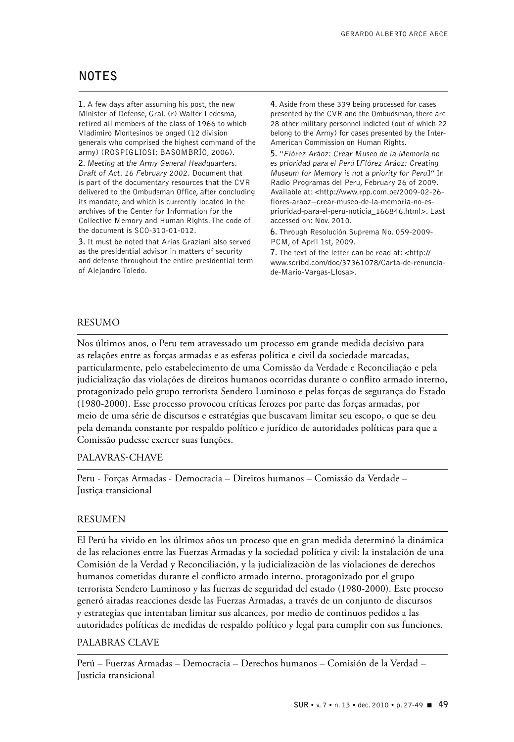## NOTES

1. A few days after assuming his post, the new Minister of Defense, Gral. (r) Walter Ledesma, retired all members of the class of 1966 to which Vladimiro Montesinos belonged (12 division generals who comprised the highest command of the army) (ROSPIGLIOSI; BASOMBRÍO, 2006).

2. *Meeting at the Army General Headquarters. Draft of Act. 16 February 2002.* Document that is part of the documentary resources that the CVR delivered to the Ombudsman Office, after concluding its mandate, and which is currently located in the archives of the Center for Information for the Collective Memory and Human Rights. The code of the document is SCO-310-01-012.

3. It must be noted that Arias Graziani also served as the presidential advisor in matters of security and defense throughout the entire presidential term of Alejandro Toledo.

4. Aside from these 339 being processed for cases presented by the CVR and the Ombudsman, there are 28 other military personnel indicted (out of which 22 belong to the Army) for cases presented by the Inter-American Commission on Human Rights.

5. "*Flórez Aráoz: Crear Museo de la Memoria no es prioridad para el Perú* [*Flórez Aráoz: Creating Museum for Memory is not a priority for Peru*]" In Radio Programas del Peru, February 26 of 2009. Available at: <http://www.rpp.com.pe/2009-02-26-flores-araoz--crear-museo-de-la-memoria-no-es-prioridad-para-el-peru-noticia_166846.html>. Last accessed on: Nov. 2010.

6. Through Resolución Suprema No. 059-2009-PCM, of April 1st, 2009.

7. The text of the letter can be read at: <http://www.scribd.com/doc/37361078/Carta-de-renuncia-de-Mario-Vargas-Llosa>.

## RESUMO

Nos últimos anos, o Peru tem atravessado um processo em grande medida decisivo para as relações entre as forças armadas e as esferas política e civil da sociedade marcadas, particularmente, pelo estabelecimento de uma Comissão da Verdade e Reconciliação e pela judicialização das violações de direitos humanos ocorridas durante o conflito armado interno, protagonizado pelo grupo terrorista Sendero Luminoso e pelas forças de segurança do Estado (1980-2000). Esse processo provocou críticas ferozes por parte das forças armadas, por meio de uma série de discursos e estratégias que buscavam limitar seu escopo, o que se deu pela demanda constante por respaldo político e jurídico de autoridades políticas para que a Comissão pudesse exercer suas funções.

## PALAVRAS-CHAVE

Peru - Forças Armadas - Democracia – Direitos humanos – Comissão da Verdade – Justiça transicional

## RESUMEN

El Perú ha vivido en los últimos años un proceso que en gran medida determinó la dinámica de las relaciones entre las Fuerzas Armadas y la sociedad política y civil: la instalación de una Comisión de la Verdad y Reconciliación, y la judicializaciòn de las violaciones de derechos humanos cometidas durante el conflicto armado interno, protagonizado por el grupo terrorista Sendero Luminoso y las fuerzas de seguridad del estado (1980-2000). Este proceso generó airadas reacciones desde las Fuerzas Armadas, a través de un conjunto de discursos y estrategias que intentaban limitar sus alcances, por medio de continuos pedidos a las autoridades políticas de medidas de respaldo político y legal para cumplir con sus funciones.

## PALABRAS CLAVE

Perú – Fuerzas Armadas – Democracia – Derechos humanos – Comisión de la Verdad – Justicia transicional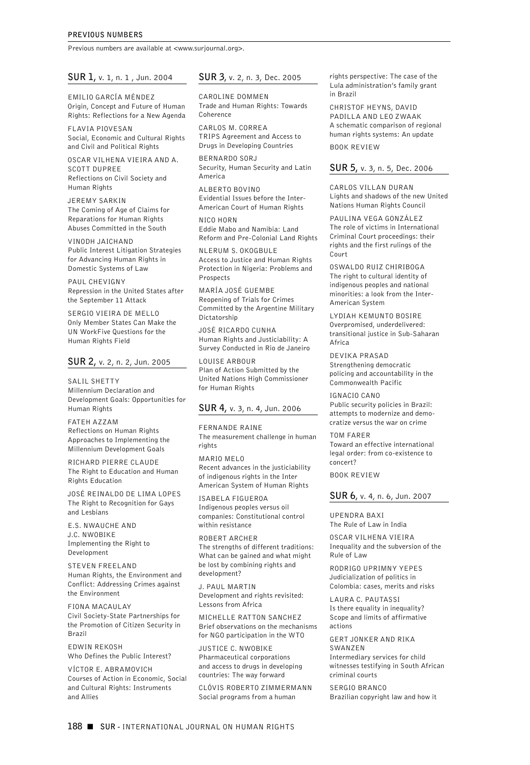## PREVIOUS NUMBERS

Previous numbers are available at <www.surjournal.org>.

### SUR 1, v. 1, n. 1 , Jun. 2004

EMILIO GARCÍA MÉNDEZ
Origin, Concept and Future of Human Rights: Reflections for a New Agenda

FLAVIA PIOVESAN
Social, Economic and Cultural Rights and Civil and Political Rights

OSCAR VILHENA VIEIRA AND A. SCOTT DUPREE
Reflections on Civil Society and Human Rights

JEREMY SARKIN
The Coming of Age of Claims for Reparations for Human Rights Abuses Committed in the South

VINODH JAICHAND
Public Interest Litigation Strategies for Advancing Human Rights in Domestic Systems of Law

PAUL CHEVIGNY
Repression in the United States after the September 11 Attack

SERGIO VIEIRA DE MELLO
Only Member States Can Make the UN WorkFive Questions for the Human Rights Field

### SUR 2, v. 2, n. 2, Jun. 2005

SALIL SHETTY
Millennium Declaration and Development Goals: Opportunities for Human Rights

FATEH AZZAM
Reflections on Human Rights Approaches to Implementing the Millennium Development Goals

RICHARD PIERRE CLAUDE
The Right to Education and Human Rights Education

JOSÉ REINALDO DE LIMA LOPES
The Right to Recognition for Gays and Lesbians

E.S. NWAUCHE AND J.C. NWOBIKE
Implementing the Right to Development

STEVEN FREELAND
Human Rights, the Environment and Conflict: Addressing Crimes against the Environment

FIONA MACAULAY
Civil Society-State Partnerships for the Promotion of Citizen Security in Brazil

EDWIN REKOSH
Who Defines the Public Interest?

VÍCTOR E. ABRAMOVICH
Courses of Action in Economic, Social and Cultural Rights: Instruments and Allies

### SUR 3, v. 2, n. 3, Dec. 2005

CAROLINE DOMMEN
Trade and Human Rights: Towards Coherence

CARLOS M. CORREA
TRIPS Agreement and Access to Drugs in Developing Countries

BERNARDO SORJ
Security, Human Security and Latin America

ALBERTO BOVINO
Evidential Issues before the Inter-American Court of Human Rights

NICO HORN
Eddie Mabo and Namibia: Land Reform and Pre-Colonial Land Rights

NLERUM S. OKOGBULE
Access to Justice and Human Rights Protection in Nigeria: Problems and Prospects

MARÍA JOSÉ GUEMBE
Reopening of Trials for Crimes Committed by the Argentine Military Dictatorship

JOSÉ RICARDO CUNHA
Human Rights and Justiciability: A Survey Conducted in Rio de Janeiro

LOUISE ARBOUR
Plan of Action Submitted by the United Nations High Commissioner for Human Rights

### SUR 4, v. 3, n. 4, Jun. 2006

FERNANDE RAINE
The measurement challenge in human rights

MARIO MELO
Recent advances in the justiciability of indigenous rights in the Inter American System of Human Rights

ISABELA FIGUEROA
Indigenous peoples versus oil companies: Constitutional control within resistance

ROBERT ARCHER
The strengths of different traditions: What can be gained and what might be lost by combining rights and development?

J. PAUL MARTIN
Development and rights revisited: Lessons from Africa

MICHELLE RATTON SANCHEZ
Brief observations on the mechanisms for NGO participation in the WTO

JUSTICE C. NWOBIKE
Pharmaceutical corporations and access to drugs in developing countries: The way forward

CLÓVIS ROBERTO ZIMMERMANN
Social programs from a human rights perspective: The case of the Lula administration's family grant in Brazil

CHRISTOF HEYNS, DAVID PADILLA AND LEO ZWAAK
A schematic comparison of regional human rights systems: An update

BOOK REVIEW

### SUR 5, v. 3, n. 5, Dec. 2006

CARLOS VILLAN DURAN
Lights and shadows of the new United Nations Human Rights Council

PAULINA VEGA GONZÁLEZ
The role of victims in International Criminal Court proceedings: their rights and the first rulings of the Court

OSWALDO RUIZ CHIRIBOGA
The right to cultural identity of indigenous peoples and national minorities: a look from the Inter-American System

LYDIAH KEMUNTO BOSIRE
Overpromised, underdelivered: transitional justice in Sub-Saharan Africa

DEVIKA PRASAD
Strengthening democratic policing and accountability in the Commonwealth Pacific

IGNACIO CANO
Public security policies in Brazil: attempts to modernize and democratize versus the war on crime

TOM FARER
Toward an effective international legal order: from co-existence to concert?

BOOK REVIEW

### SUR 6, v. 4, n. 6, Jun. 2007

UPENDRA BAXI
The Rule of Law in India

OSCAR VILHENA VIEIRA
Inequality and the subversion of the Rule of Law

RODRIGO UPRIMNY YEPES
Judicialization of politics in Colombia: cases, merits and risks

LAURA C. PAUTASSI
Is there equality in inequality? Scope and limits of affirmative actions

GERT JONKER AND RIKA SWANZEN
Intermediary services for child witnesses testifying in South African criminal courts

SERGIO BRANCO
Brazilian copyright law and how it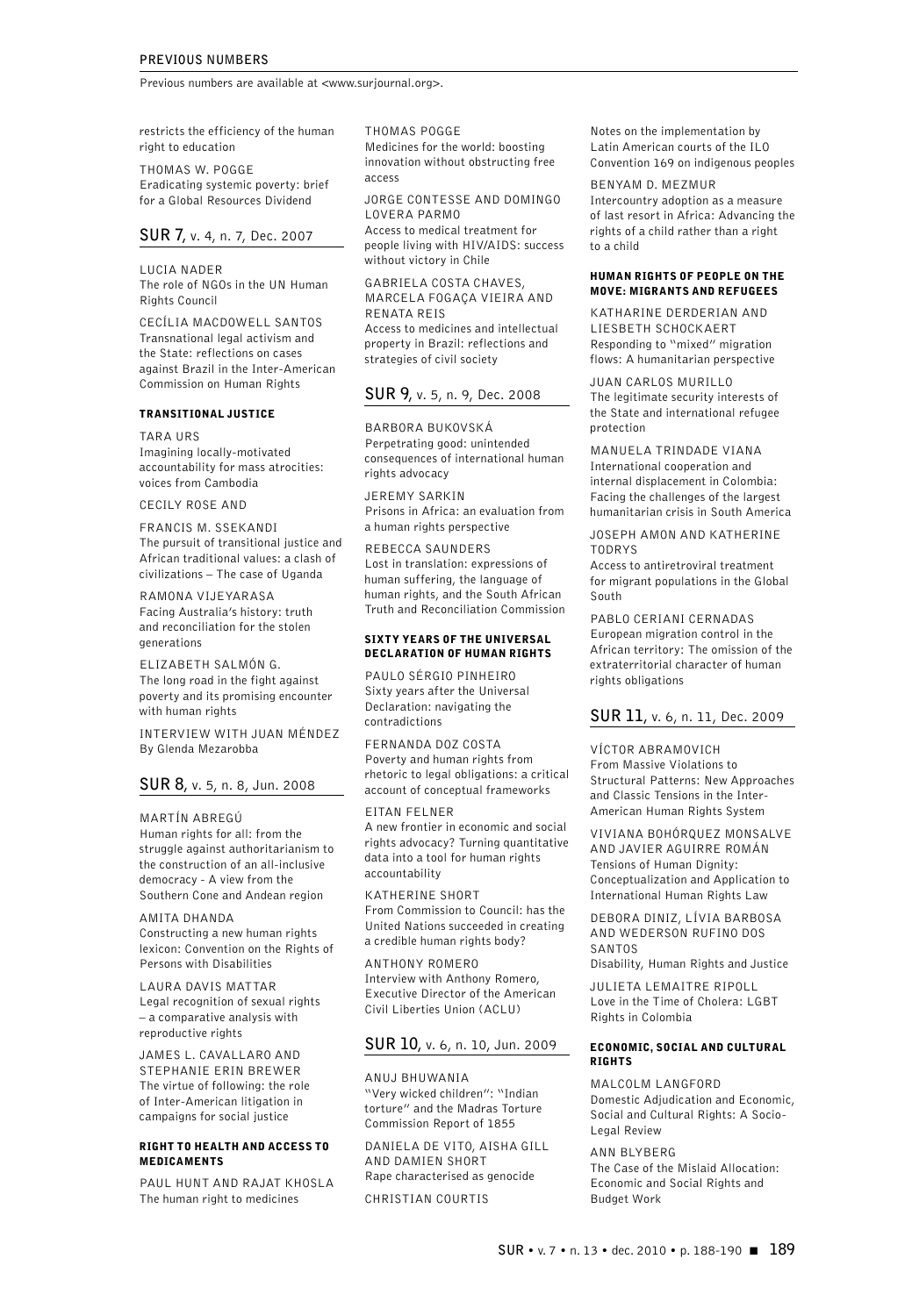Previous numbers are available at <www.surjournal.org>.

restricts the efficiency of the human right to education

THOMAS W. POGGE
Eradicating systemic poverty: brief for a Global Resources Dividend

## SUR 7, v. 4, n. 7, Dec. 2007

LUCIA NADER
The role of NGOs in the UN Human Rights Council

CECÍLIA MACDOWELL SANTOS
Transnational legal activism and the State: reflections on cases against Brazil in the Inter-American Commission on Human Rights

**TRANSITIONAL JUSTICE**

TARA URS
Imagining locally-motivated accountability for mass atrocities: voices from Cambodia

CECILY ROSE AND

FRANCIS M. SSEKANDI
The pursuit of transitional justice and African traditional values: a clash of civilizations – The case of Uganda

RAMONA VIJEYARASA
Facing Australia's history: truth and reconciliation for the stolen generations

ELIZABETH SALMÓN G.
The long road in the fight against poverty and its promising encounter with human rights

INTERVIEW WITH JUAN MÉNDEZ
By Glenda Mezarobba

## SUR 8, v. 5, n. 8, Jun. 2008

MARTÍN ABREGÚ
Human rights for all: from the struggle against authoritarianism to the construction of an all-inclusive democracy - A view from the Southern Cone and Andean region

AMITA DHANDA
Constructing a new human rights lexicon: Convention on the Rights of Persons with Disabilities

LAURA DAVIS MATTAR
Legal recognition of sexual rights – a comparative analysis with reproductive rights

JAMES L. CAVALLARO AND STEPHANIE ERIN BREWER
The virtue of following: the role of Inter-American litigation in campaigns for social justice

**RIGHT TO HEALTH AND ACCESS TO MEDICAMENTS**

PAUL HUNT AND RAJAT KHOSLA
The human right to medicines

THOMAS POGGE
Medicines for the world: boosting innovation without obstructing free access

JORGE CONTESSE AND DOMINGO LOVERA PARMO
Access to medical treatment for people living with HIV/AIDS: success without victory in Chile

GABRIELA COSTA CHAVES, MARCELA FOGAÇA VIEIRA AND RENATA REIS
Access to medicines and intellectual property in Brazil: reflections and strategies of civil society

## SUR 9, v. 5, n. 9, Dec. 2008

BARBORA BUKOVSKÁ
Perpetrating good: unintended consequences of international human rights advocacy

JEREMY SARKIN
Prisons in Africa: an evaluation from a human rights perspective

REBECCA SAUNDERS
Lost in translation: expressions of human suffering, the language of human rights, and the South African Truth and Reconciliation Commission

**SIXTY YEARS OF THE UNIVERSAL DECLARATION OF HUMAN RIGHTS**

PAULO SÉRGIO PINHEIRO
Sixty years after the Universal Declaration: navigating the contradictions

FERNANDA DOZ COSTA
Poverty and human rights from rhetoric to legal obligations: a critical account of conceptual frameworks

EITAN FELNER
A new frontier in economic and social rights advocacy? Turning quantitative data into a tool for human rights accountability

KATHERINE SHORT
From Commission to Council: has the United Nations succeeded in creating a credible human rights body?

ANTHONY ROMERO
Interview with Anthony Romero, Executive Director of the American Civil Liberties Union (ACLU)

## SUR 10, v. 6, n. 10, Jun. 2009

ANUJ BHUWANIA
"Very wicked children": "Indian torture" and the Madras Torture Commission Report of 1855

DANIELA DE VITO, AISHA GILL AND DAMIEN SHORT
Rape characterised as genocide

CHRISTIAN COURTIS
Notes on the implementation by Latin American courts of the ILO Convention 169 on indigenous peoples

BENYAM D. MEZMUR
Intercountry adoption as a measure of last resort in Africa: Advancing the rights of a child rather than a right to a child

**HUMAN RIGHTS OF PEOPLE ON THE MOVE: MIGRANTS AND REFUGEES**

KATHARINE DERDERIAN AND LIESBETH SCHOCKAERT
Responding to "mixed" migration flows: A humanitarian perspective

JUAN CARLOS MURILLO
The legitimate security interests of the State and international refugee protection

MANUELA TRINDADE VIANA
International cooperation and internal displacement in Colombia: Facing the challenges of the largest humanitarian crisis in South America

JOSEPH AMON AND KATHERINE TODRYS
Access to antiretroviral treatment for migrant populations in the Global South

PABLO CERIANI CERNADAS
European migration control in the African territory: The omission of the extraterritorial character of human rights obligations

## SUR 11, v. 6, n. 11, Dec. 2009

VÍCTOR ABRAMOVICH
From Massive Violations to Structural Patterns: New Approaches and Classic Tensions in the Inter-American Human Rights System

VIVIANA BOHÓRQUEZ MONSALVE AND JAVIER AGUIRRE ROMÁN
Tensions of Human Dignity: Conceptualization and Application to International Human Rights Law

DEBORA DINIZ, LÍVIA BARBOSA AND WEDERSON RUFINO DOS SANTOS
Disability, Human Rights and Justice

JULIETA LEMAITRE RIPOLL
Love in the Time of Cholera: LGBT Rights in Colombia

**ECONOMIC, SOCIAL AND CULTURAL RIGHTS**

MALCOLM LANGFORD
Domestic Adjudication and Economic, Social and Cultural Rights: A Socio-Legal Review

ANN BLYBERG
The Case of the Mislaid Allocation: Economic and Social Rights and Budget Work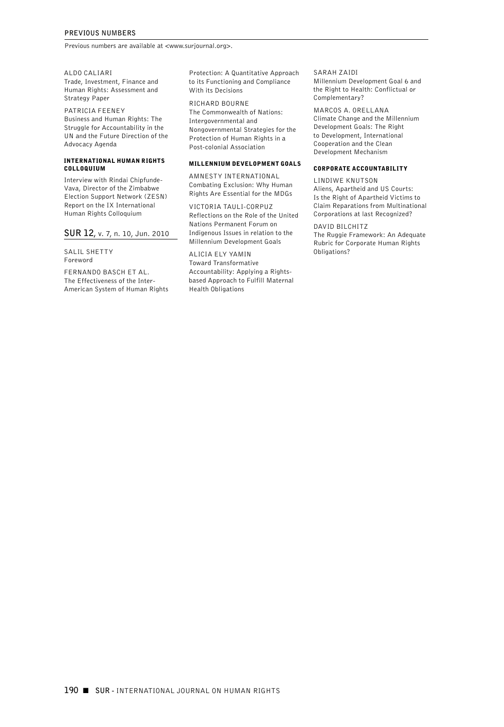## PREVIOUS NUMBERS

Previous numbers are available at <www.surjournal.org>.

ALDO CALIARI
Trade, Investment, Finance and Human Rights: Assessment and Strategy Paper

PATRICIA FEENEY
Business and Human Rights: The Struggle for Accountability in the UN and the Future Direction of the Advocacy Agenda

### INTERNATIONAL HUMAN RIGHTS COLLOQUIUM

Interview with Rindai Chipfunde-Vava, Director of the Zimbabwe Election Support Network (ZESN)
Report on the IX International Human Rights Colloquium

## SUR 12, v. 7, n. 10, Jun. 2010

SALIL SHETTY
Foreword

FERNANDO BASCH ET AL.
The Effectiveness of the Inter-American System of Human Rights Protection: A Quantitative Approach to its Functioning and Compliance With its Decisions

RICHARD BOURNE
The Commonwealth of Nations: Intergovernmental and Nongovernmental Strategies for the Protection of Human Rights in a Post-colonial Association

### MILLENNIUM DEVELOPMENT GOALS

AMNESTY INTERNATIONAL
Combating Exclusion: Why Human Rights Are Essential for the MDGs

VICTORIA TAULI-CORPUZ
Reflections on the Role of the United Nations Permanent Forum on Indigenous Issues in relation to the Millennium Development Goals

ALICIA ELY YAMIN
Toward Transformative Accountability: Applying a Rights-based Approach to Fulfill Maternal Health Obligations

SARAH ZAIDI
Millennium Development Goal 6 and the Right to Health: Conflictual or Complementary?

MARCOS A. ORELLANA
Climate Change and the Millennium Development Goals: The Right to Development, International Cooperation and the Clean Development Mechanism

### CORPORATE ACCOUNTABILITY

LINDIWE KNUTSON
Aliens, Apartheid and US Courts: Is the Right of Apartheid Victims to Claim Reparations from Multinational Corporations at last Recognized?

DAVID BILCHITZ
The Ruggie Framework: An Adequate Rubric for Corporate Human Rights Obligations?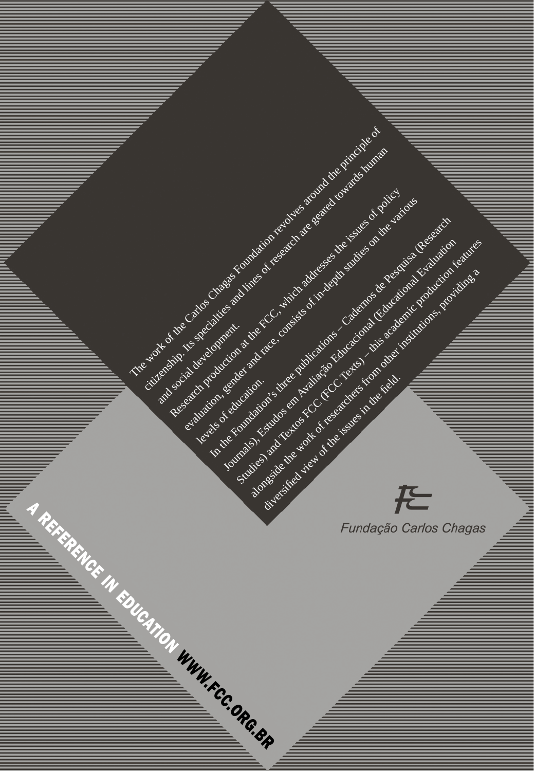The work of the Carlos Chagas Foundation revolves around the principle of citizenship. Its specialties and lines of research are geared towards human and social development.

Research production at the FCC, which addresses the issues of policy evaluation, gender and race, consists of in-depth studies on the various levels of education.

In the Foundation's three publications – Cadernos de Pesquisa (Research Journals), Estudos em Avaliação Educacional (Educational Evaluation Studies) and Textos FCC (FCC Texts) – this academic production features alongside the work of researchers from other institutions, providing a diversified view of the issues in the field.

Fundação Carlos Chagas

**A REFERENCE IN EDUCATION WWW.FCC.ORG.BR**